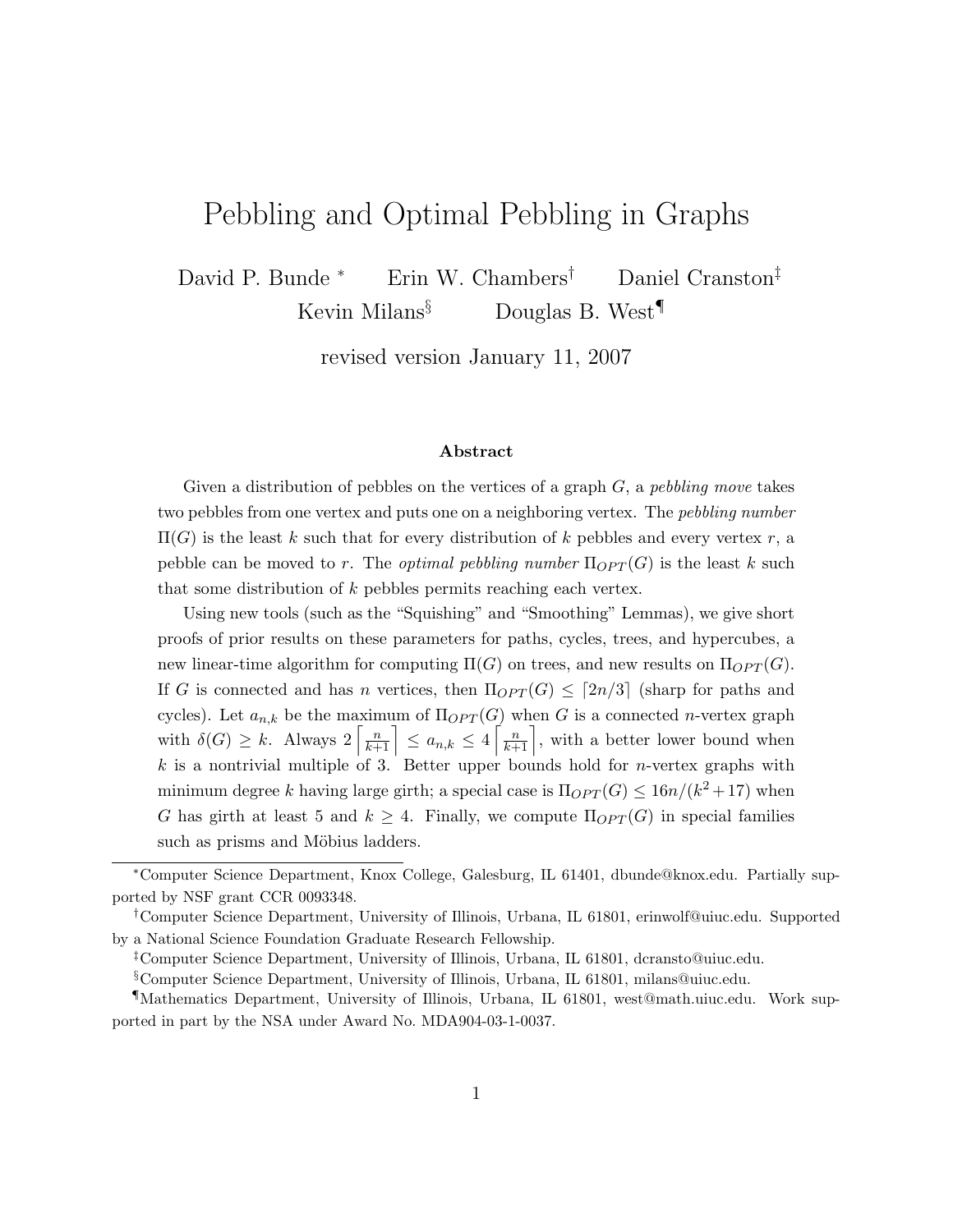# Pebbling and Optimal Pebbling in Graphs

David P. Bunde [*] Erin W. Chambers [†] Daniel Cranston [‡] Kevin Milans [§] Douglas B. West [¶]

revised version January 11, 2007

### Abstract

Given a distribution of pebbles on the vertices of a graph $G$, a *pebbling move* takes two pebbles from one vertex and puts one on a neighboring vertex. The *pebbling number* $\Pi(G)$ is the least $k$ such that for every distribution of $k$ pebbles and every vertex $r$, a pebble can be moved to $r$. The *optimal pebbling number* $\Pi_{OPT}(G)$ is the least $k$ such that some distribution of $k$ pebbles permits reaching each vertex.

Using new tools (such as the "Squishing" and "Smoothing" Lemmas), we give short proofs of prior results on these parameters for paths, cycles, trees, and hypercubes, a new linear-time algorithm for computing $\Pi(G)$ on trees, and new results on $\Pi_{OPT}(G)$. If $G$ is connected and has $n$ vertices, then $\Pi_{OPT}(G) \leq \lceil 2n/3 \rceil$ (sharp for paths and cycles). Let $a_{n,k}$ be the maximum of $\Pi_{OPT}(G)$ when $G$ is a connected $n$-vertex graph with $\delta(G) \geq k$. Always $2\left\lceil \frac{n}{k+1} \right\rceil \leq a_{n,k} \leq 4\left\lceil \frac{n}{k+1} \right\rceil$, with a better lower bound when $k$ is a nontrivial multiple of 3. Better upper bounds hold for $n$-vertex graphs with minimum degree $k$ having large girth; a special case is $\Pi_{OPT}(G) \leq 16n/(k^2+17)$ when $G$ has girth at least 5 and $k \geq 4$. Finally, we compute $\Pi_{OPT}(G)$ in special families such as prisms and Möbius ladders.

---

[*] Computer Science Department, Knox College, Galesburg, IL 61401, dbunde@knox.edu. Partially supported by NSF grant CCR 0093348.

[†] Computer Science Department, University of Illinois, Urbana, IL 61801, erinwolf@uiuc.edu. Supported by a National Science Foundation Graduate Research Fellowship.

[‡] Computer Science Department, University of Illinois, Urbana, IL 61801, dcransto@uiuc.edu.

[§] Computer Science Department, University of Illinois, Urbana, IL 61801, milans@uiuc.edu.

[¶] Mathematics Department, University of Illinois, Urbana, IL 61801, west@math.uiuc.edu. Work supported in part by the NSA under Award No. MDA904-03-1-0037.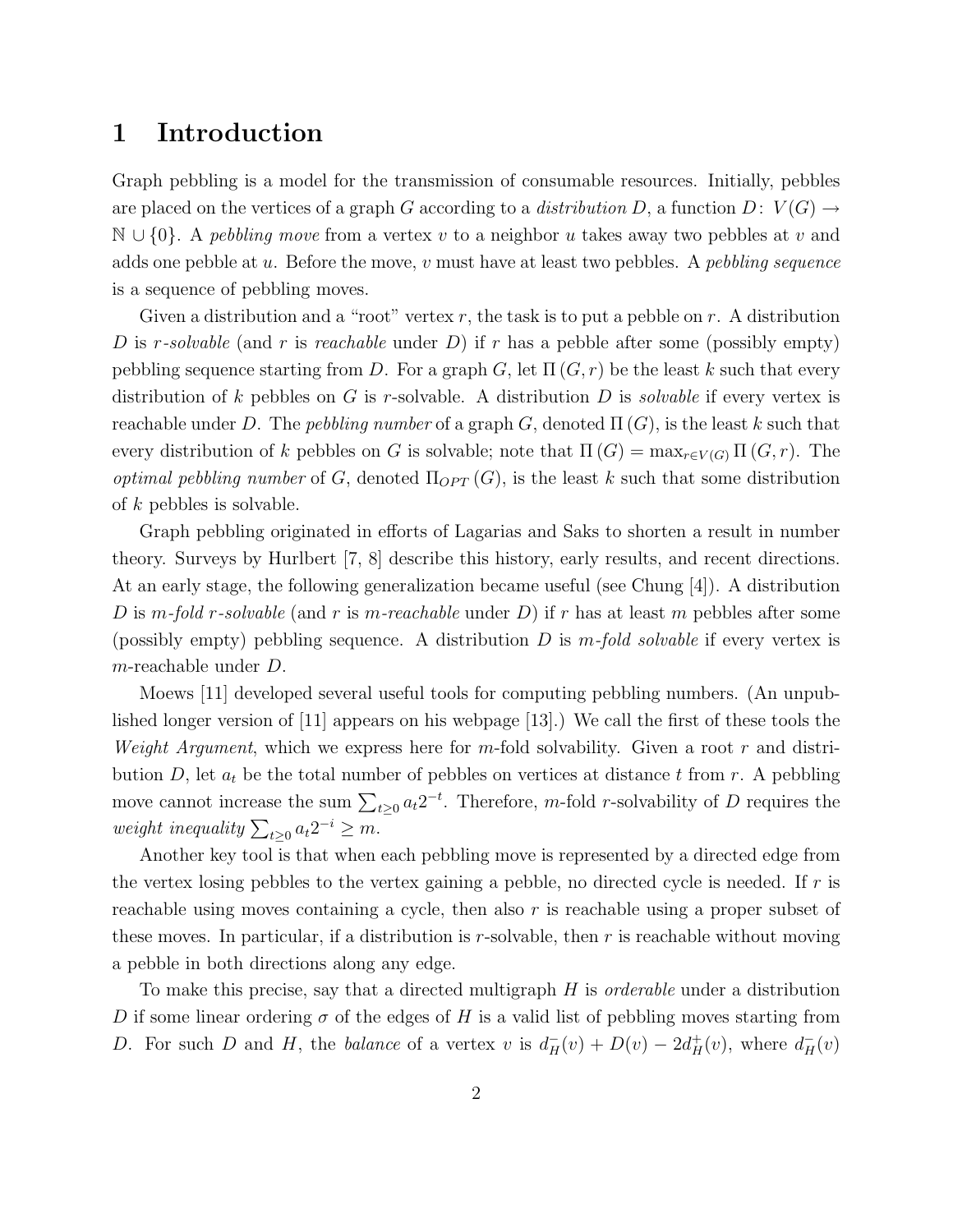# 1 Introduction

Graph pebbling is a model for the transmission of consumable resources. Initially, pebbles are placed on the vertices of a graph $G$ according to a *distribution* $D$, a function $D\colon V(G) \to \mathbb{N} \cup \{0\}$. A *pebbling move* from a vertex $v$ to a neighbor $u$ takes away two pebbles at $v$ and adds one pebble at $u$. Before the move, $v$ must have at least two pebbles. A *pebbling sequence* is a sequence of pebbling moves.

Given a distribution and a "root" vertex $r$, the task is to put a pebble on $r$. A distribution $D$ is *$r$-solvable* (and $r$ is *reachable* under $D$) if $r$ has a pebble after some (possibly empty) pebbling sequence starting from $D$. For a graph $G$, let $\Pi(G, r)$ be the least $k$ such that every distribution of $k$ pebbles on $G$ is $r$-solvable. A distribution $D$ is *solvable* if every vertex is reachable under $D$. The *pebbling number* of a graph $G$, denoted $\Pi(G)$, is the least $k$ such that every distribution of $k$ pebbles on $G$ is solvable; note that $\Pi(G) = \max_{r \in V(G)} \Pi(G, r)$. The *optimal pebbling number* of $G$, denoted $\Pi_{OPT}(G)$, is the least $k$ such that some distribution of $k$ pebbles is solvable.

Graph pebbling originated in efforts of Lagarias and Saks to shorten a result in number theory. Surveys by Hurlbert [7, 8] describe this history, early results, and recent directions. At an early stage, the following generalization became useful (see Chung [4]). A distribution $D$ is *$m$-fold $r$-solvable* (and $r$ is *$m$-reachable* under $D$) if $r$ has at least $m$ pebbles after some (possibly empty) pebbling sequence. A distribution $D$ is *$m$-fold solvable* if every vertex is $m$-reachable under $D$.

Moews [11] developed several useful tools for computing pebbling numbers. (An unpublished longer version of [11] appears on his webpage [13].) We call the first of these tools the *Weight Argument*, which we express here for $m$-fold solvability. Given a root $r$ and distribution $D$, let $a_t$ be the total number of pebbles on vertices at distance $t$ from $r$. A pebbling move cannot increase the sum $\sum_{t\geq 0} a_t 2^{-t}$. Therefore, $m$-fold $r$-solvability of $D$ requires the *weight inequality* $\sum_{t\geq 0} a_t 2^{-i} \geq m$.

Another key tool is that when each pebbling move is represented by a directed edge from the vertex losing pebbles to the vertex gaining a pebble, no directed cycle is needed. If $r$ is reachable using moves containing a cycle, then also $r$ is reachable using a proper subset of these moves. In particular, if a distribution is $r$-solvable, then $r$ is reachable without moving a pebble in both directions along any edge.

To make this precise, say that a directed multigraph $H$ is *orderable* under a distribution $D$ if some linear ordering $\sigma$ of the edges of $H$ is a valid list of pebbling moves starting from $D$. For such $D$ and $H$, the *balance* of a vertex $v$ is $d_H^-(v) + D(v) - 2d_H^+(v)$, where $d_H^-(v)$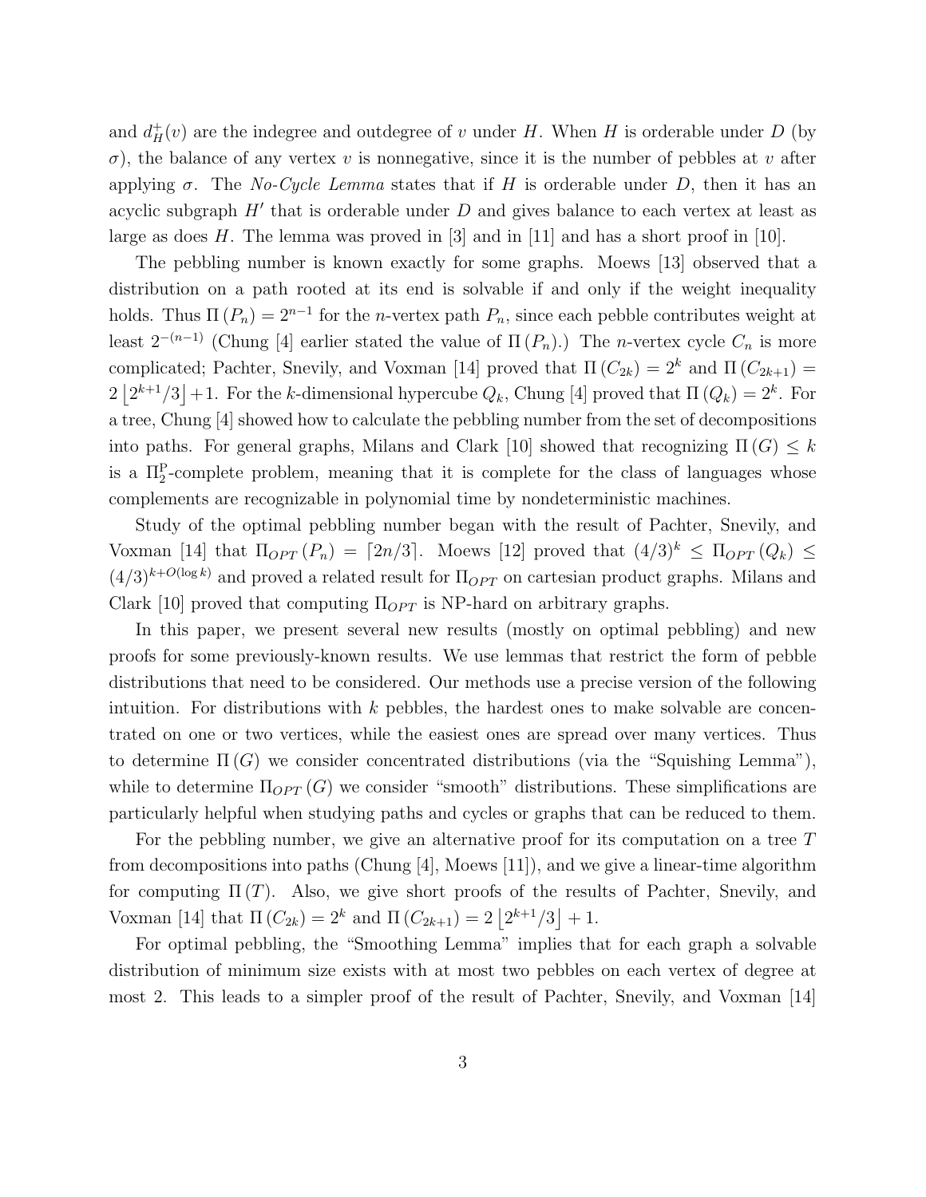and $d^+_H(v)$ are the indegree and outdegree of $v$ under $H$. When $H$ is orderable under $D$ (by $\sigma$), the balance of any vertex $v$ is nonnegative, since it is the number of pebbles at $v$ after applying $\sigma$. The *No-Cycle Lemma* states that if $H$ is orderable under $D$, then it has an acyclic subgraph $H'$ that is orderable under $D$ and gives balance to each vertex at least as large as does $H$. The lemma was proved in [3] and in [11] and has a short proof in [10].

The pebbling number is known exactly for some graphs. Moews [13] observed that a distribution on a path rooted at its end is solvable if and only if the weight inequality holds. Thus $\Pi(P_n) = 2^{n-1}$ for the $n$-vertex path $P_n$, since each pebble contributes weight at least $2^{-(n-1)}$ (Chung [4] earlier stated the value of $\Pi(P_n)$.) The $n$-vertex cycle $C_n$ is more complicated; Pachter, Snevily, and Voxman [14] proved that $\Pi(C_{2k}) = 2^k$ and $\Pi(C_{2k+1}) = 2\lfloor 2^{k+1}/3 \rfloor + 1$. For the $k$-dimensional hypercube $Q_k$, Chung [4] proved that $\Pi(Q_k) = 2^k$. For a tree, Chung [4] showed how to calculate the pebbling number from the set of decompositions into paths. For general graphs, Milans and Clark [10] showed that recognizing $\Pi(G) \le k$ is a $\Pi_2^{\mathrm{P}}$-complete problem, meaning that it is complete for the class of languages whose complements are recognizable in polynomial time by nondeterministic machines.

Study of the optimal pebbling number began with the result of Pachter, Snevily, and Voxman [14] that $\Pi_{OPT}(P_n) = \lceil 2n/3 \rceil$. Moews [12] proved that $(4/3)^k \le \Pi_{OPT}(Q_k) \le (4/3)^{k+O(\log k)}$ and proved a related result for $\Pi_{OPT}$ on cartesian product graphs. Milans and Clark [10] proved that computing $\Pi_{OPT}$ is NP-hard on arbitrary graphs.

In this paper, we present several new results (mostly on optimal pebbling) and new proofs for some previously-known results. We use lemmas that restrict the form of pebble distributions that need to be considered. Our methods use a precise version of the following intuition. For distributions with $k$ pebbles, the hardest ones to make solvable are concentrated on one or two vertices, while the easiest ones are spread over many vertices. Thus to determine $\Pi(G)$ we consider concentrated distributions (via the "Squishing Lemma"), while to determine $\Pi_{OPT}(G)$ we consider "smooth" distributions. These simplifications are particularly helpful when studying paths and cycles or graphs that can be reduced to them.

For the pebbling number, we give an alternative proof for its computation on a tree $T$ from decompositions into paths (Chung [4], Moews [11]), and we give a linear-time algorithm for computing $\Pi(T)$. Also, we give short proofs of the results of Pachter, Snevily, and Voxman [14] that $\Pi(C_{2k}) = 2^k$ and $\Pi(C_{2k+1}) = 2\lfloor 2^{k+1}/3 \rfloor + 1$.

For optimal pebbling, the "Smoothing Lemma" implies that for each graph a solvable distribution of minimum size exists with at most two pebbles on each vertex of degree at most 2. This leads to a simpler proof of the result of Pachter, Snevily, and Voxman [14]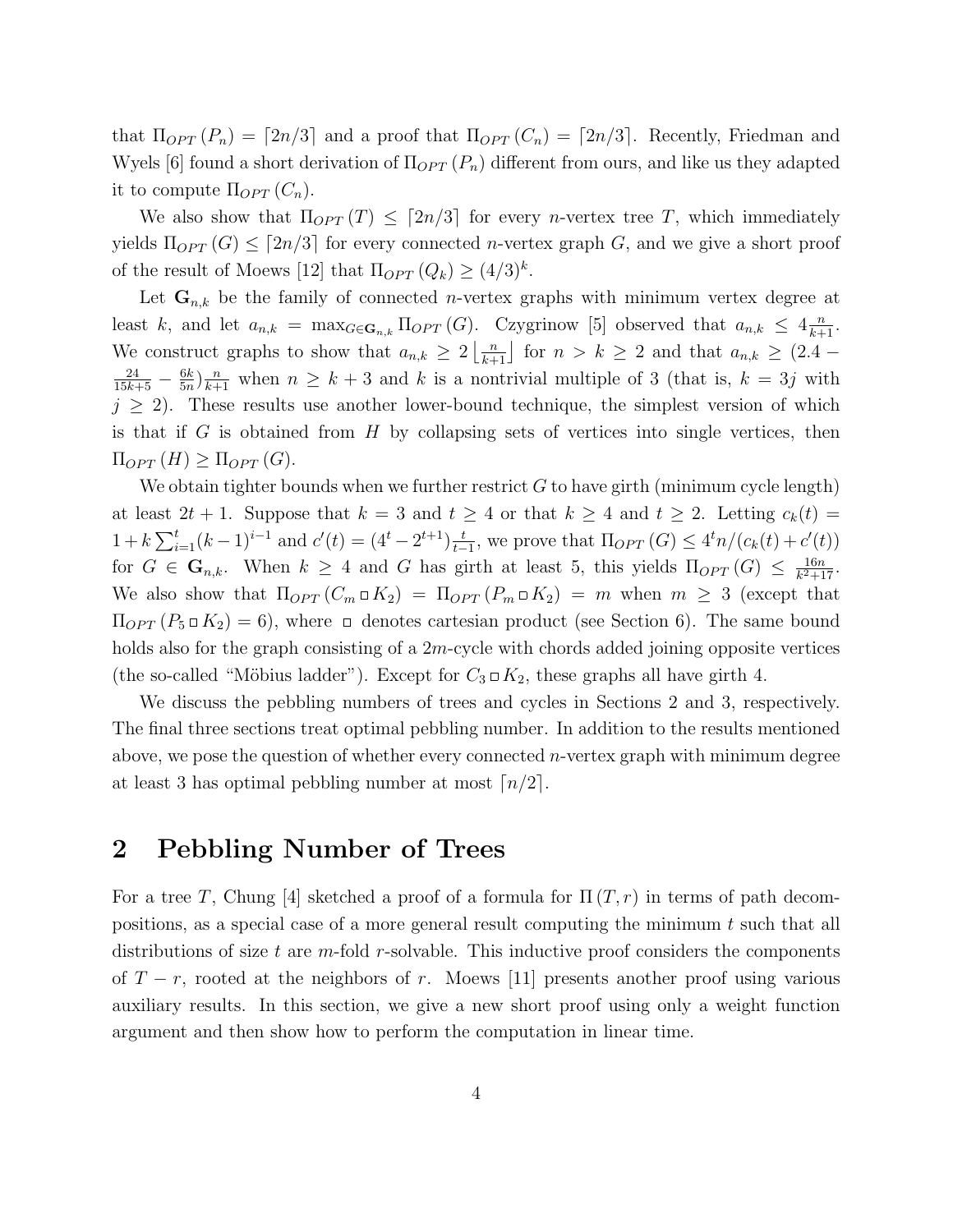that $\Pi_{OPT}(P_n) = \lceil 2n/3 \rceil$ and a proof that $\Pi_{OPT}(C_n) = \lceil 2n/3 \rceil$. Recently, Friedman and Wyels [6] found a short derivation of $\Pi_{OPT}(P_n)$ different from ours, and like us they adapted it to compute $\Pi_{OPT}(C_n)$.

We also show that $\Pi_{OPT}(T) \le \lceil 2n/3 \rceil$ for every $n$-vertex tree $T$, which immediately yields $\Pi_{OPT}(G) \le \lceil 2n/3 \rceil$ for every connected $n$-vertex graph $G$, and we give a short proof of the result of Moews [12] that $\Pi_{OPT}(Q_k) \ge (4/3)^k$.

Let $\mathbf{G}_{n,k}$ be the family of connected $n$-vertex graphs with minimum vertex degree at least $k$, and let $a_{n,k} = \max_{G \in \mathbf{G}_{n,k}} \Pi_{OPT}(G)$. Czygrinow [5] observed that $a_{n,k} \le 4\frac{n}{k+1}$. We construct graphs to show that $a_{n,k} \ge 2\left\lfloor \frac{n}{k+1} \right\rfloor$ for $n > k \ge 2$ and that $a_{n,k} \ge (2.4 - \frac{24}{15k+5} - \frac{6k}{5n})\frac{n}{k+1}$ when $n \ge k+3$ and $k$ is a nontrivial multiple of 3 (that is, $k = 3j$ with $j \ge 2$). These results use another lower-bound technique, the simplest version of which is that if $G$ is obtained from $H$ by collapsing sets of vertices into single vertices, then $\Pi_{OPT}(H) \ge \Pi_{OPT}(G)$.

We obtain tighter bounds when we further restrict $G$ to have girth (minimum cycle length) at least $2t+1$. Suppose that $k = 3$ and $t \ge 4$ or that $k \ge 4$ and $t \ge 2$. Letting $c_k(t) = 1 + k\sum_{i=1}^{t}(k-1)^{i-1}$ and $c'(t) = (4^t - 2^{t+1})\frac{t}{t-1}$, we prove that $\Pi_{OPT}(G) \le 4^t n/(c_k(t) + c'(t))$ for $G \in \mathbf{G}_{n,k}$. When $k \ge 4$ and $G$ has girth at least 5, this yields $\Pi_{OPT}(G) \le \frac{16n}{k^2+17}$. We also show that $\Pi_{OPT}(C_m \,\square\, K_2) = \Pi_{OPT}(P_m \,\square\, K_2) = m$ when $m \ge 3$ (except that $\Pi_{OPT}(P_5 \,\square\, K_2) = 6$), where $\square$ denotes cartesian product (see Section 6). The same bound holds also for the graph consisting of a $2m$-cycle with chords added joining opposite vertices (the so-called "Möbius ladder"). Except for $C_3 \,\square\, K_2$, these graphs all have girth 4.

We discuss the pebbling numbers of trees and cycles in Sections 2 and 3, respectively. The final three sections treat optimal pebbling number. In addition to the results mentioned above, we pose the question of whether every connected $n$-vertex graph with minimum degree at least 3 has optimal pebbling number at most $\lceil n/2 \rceil$.

## 2 Pebbling Number of Trees

For a tree $T$, Chung [4] sketched a proof of a formula for $\Pi(T, r)$ in terms of path decompositions, as a special case of a more general result computing the minimum $t$ such that all distributions of size $t$ are $m$-fold $r$-solvable. This inductive proof considers the components of $T - r$, rooted at the neighbors of $r$. Moews [11] presents another proof using various auxiliary results. In this section, we give a new short proof using only a weight function argument and then show how to perform the computation in linear time.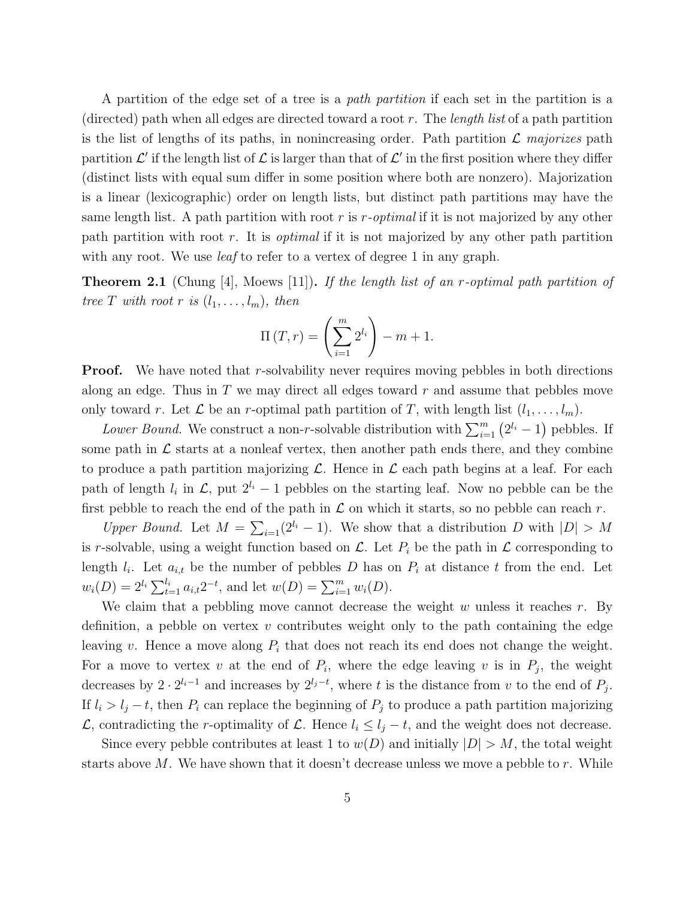A partition of the edge set of a tree is a *path partition* if each set in the partition is a (directed) path when all edges are directed toward a root $r$. The *length list* of a path partition is the list of lengths of its paths, in nonincreasing order. Path partition $\mathcal{L}$ *majorizes* path partition $\mathcal{L}'$ if the length list of $\mathcal{L}$ is larger than that of $\mathcal{L}'$ in the first position where they differ (distinct lists with equal sum differ in some position where both are nonzero). Majorization is a linear (lexicographic) order on length lists, but distinct path partitions may have the same length list. A path partition with root $r$ is *$r$-optimal* if it is not majorized by any other path partition with root $r$. It is *optimal* if it is not majorized by any other path partition with any root. We use *leaf* to refer to a vertex of degree 1 in any graph.

**Theorem 2.1** (Chung [4], Moews [11])**.** *If the length list of an $r$-optimal path partition of tree $T$ with root $r$ is $(l_1, \ldots, l_m)$, then*

$$\Pi(T, r) = \left(\sum_{i=1}^{m} 2^{l_i}\right) - m + 1.$$

**Proof.** We have noted that $r$-solvability never requires moving pebbles in both directions along an edge. Thus in $T$ we may direct all edges toward $r$ and assume that pebbles move only toward $r$. Let $\mathcal{L}$ be an $r$-optimal path partition of $T$, with length list $(l_1, \ldots, l_m)$.

*Lower Bound.* We construct a non-$r$-solvable distribution with $\sum_{i=1}^{m}(2^{l_i} - 1)$ pebbles. If some path in $\mathcal{L}$ starts at a nonleaf vertex, then another path ends there, and they combine to produce a path partition majorizing $\mathcal{L}$. Hence in $\mathcal{L}$ each path begins at a leaf. For each path of length $l_i$ in $\mathcal{L}$, put $2^{l_i} - 1$ pebbles on the starting leaf. Now no pebble can be the first pebble to reach the end of the path in $\mathcal{L}$ on which it starts, so no pebble can reach $r$.

*Upper Bound.* Let $M = \sum_{i=1}(2^{l_i} - 1)$. We show that a distribution $D$ with $|D| > M$ is $r$-solvable, using a weight function based on $\mathcal{L}$. Let $P_i$ be the path in $\mathcal{L}$ corresponding to length $l_i$. Let $a_{i,t}$ be the number of pebbles $D$ has on $P_i$ at distance $t$ from the end. Let $w_i(D) = 2^{l_i} \sum_{t=1}^{l_i} a_{i,t} 2^{-t}$, and let $w(D) = \sum_{i=1}^{m} w_i(D)$.

We claim that a pebbling move cannot decrease the weight $w$ unless it reaches $r$. By definition, a pebble on vertex $v$ contributes weight only to the path containing the edge leaving $v$. Hence a move along $P_i$ that does not reach its end does not change the weight. For a move to vertex $v$ at the end of $P_i$, where the edge leaving $v$ is in $P_j$, the weight decreases by $2 \cdot 2^{l_i - 1}$ and increases by $2^{l_j - t}$, where $t$ is the distance from $v$ to the end of $P_j$. If $l_i > l_j - t$, then $P_i$ can replace the beginning of $P_j$ to produce a path partition majorizing $\mathcal{L}$, contradicting the $r$-optimality of $\mathcal{L}$. Hence $l_i \le l_j - t$, and the weight does not decrease.

Since every pebble contributes at least 1 to $w(D)$ and initially $|D| > M$, the total weight starts above $M$. We have shown that it doesn't decrease unless we move a pebble to $r$. While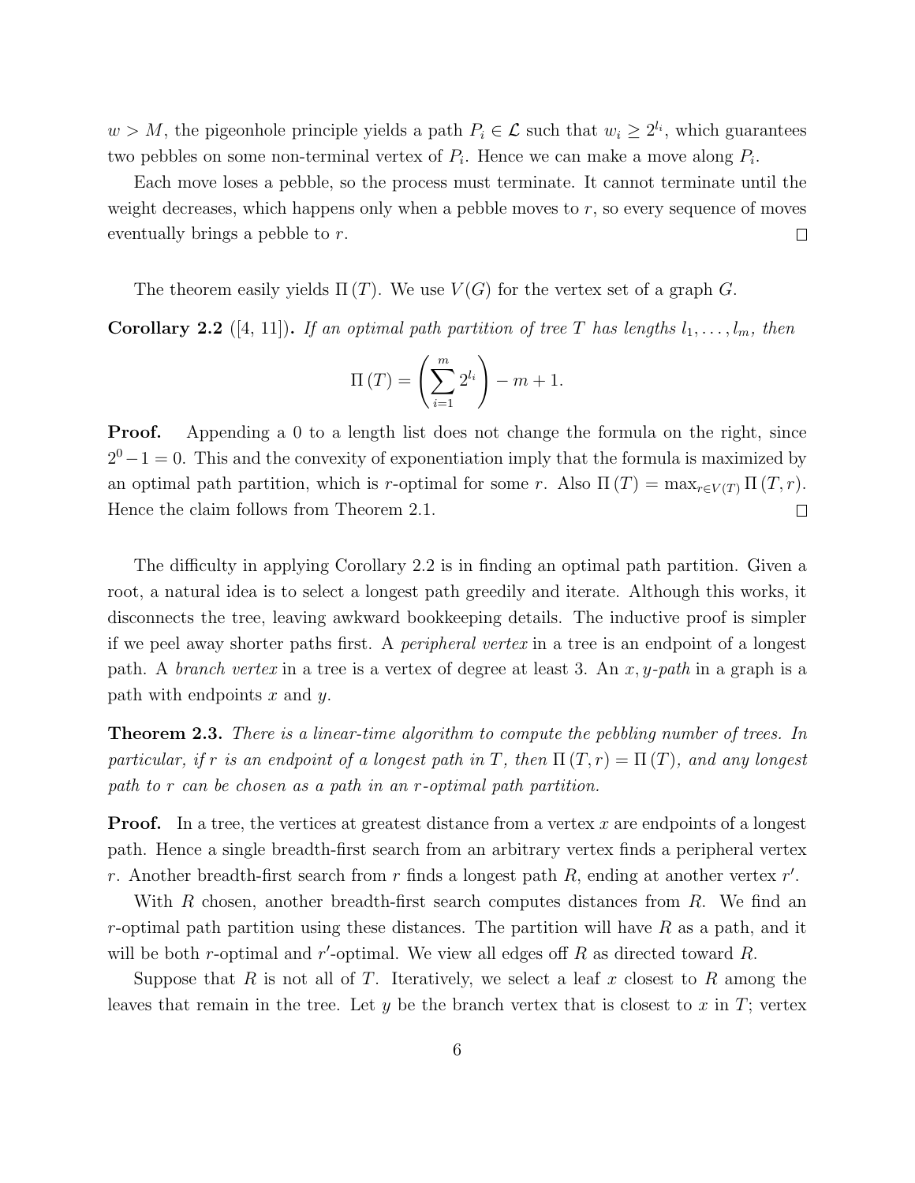$w > M$, the pigeonhole principle yields a path $P_i \in \mathcal{L}$ such that $w_i \geq 2^{l_i}$, which guarantees two pebbles on some non-terminal vertex of $P_i$. Hence we can make a move along $P_i$.

Each move loses a pebble, so the process must terminate. It cannot terminate until the weight decreases, which happens only when a pebble moves to $r$, so every sequence of moves eventually brings a pebble to $r$. $\square$

The theorem easily yields $\Pi(T)$. We use $V(G)$ for the vertex set of a graph $G$.

**Corollary 2.2** ([4, 11])**.** *If an optimal path partition of tree $T$ has lengths $l_1, \ldots, l_m$, then*

$$\Pi(T) = \left(\sum_{i=1}^{m} 2^{l_i}\right) - m + 1.$$

**Proof.** Appending a 0 to a length list does not change the formula on the right, since $2^0 - 1 = 0$. This and the convexity of exponentiation imply that the formula is maximized by an optimal path partition, which is $r$-optimal for some $r$. Also $\Pi(T) = \max_{r \in V(T)} \Pi(T, r)$. Hence the claim follows from Theorem 2.1. $\square$

The difficulty in applying Corollary 2.2 is in finding an optimal path partition. Given a root, a natural idea is to select a longest path greedily and iterate. Although this works, it disconnects the tree, leaving awkward bookkeeping details. The inductive proof is simpler if we peel away shorter paths first. A *peripheral vertex* in a tree is an endpoint of a longest path. A *branch vertex* in a tree is a vertex of degree at least 3. An *$x, y$-path* in a graph is a path with endpoints $x$ and $y$.

**Theorem 2.3.** *There is a linear-time algorithm to compute the pebbling number of trees. In particular, if $r$ is an endpoint of a longest path in $T$, then $\Pi(T, r) = \Pi(T)$, and any longest path to $r$ can be chosen as a path in an $r$-optimal path partition.*

**Proof.** In a tree, the vertices at greatest distance from a vertex $x$ are endpoints of a longest path. Hence a single breadth-first search from an arbitrary vertex finds a peripheral vertex $r$. Another breadth-first search from $r$ finds a longest path $R$, ending at another vertex $r'$.

With $R$ chosen, another breadth-first search computes distances from $R$. We find an $r$-optimal path partition using these distances. The partition will have $R$ as a path, and it will be both $r$-optimal and $r'$-optimal. We view all edges off $R$ as directed toward $R$.

Suppose that $R$ is not all of $T$. Iteratively, we select a leaf $x$ closest to $R$ among the leaves that remain in the tree. Let $y$ be the branch vertex that is closest to $x$ in $T$; vertex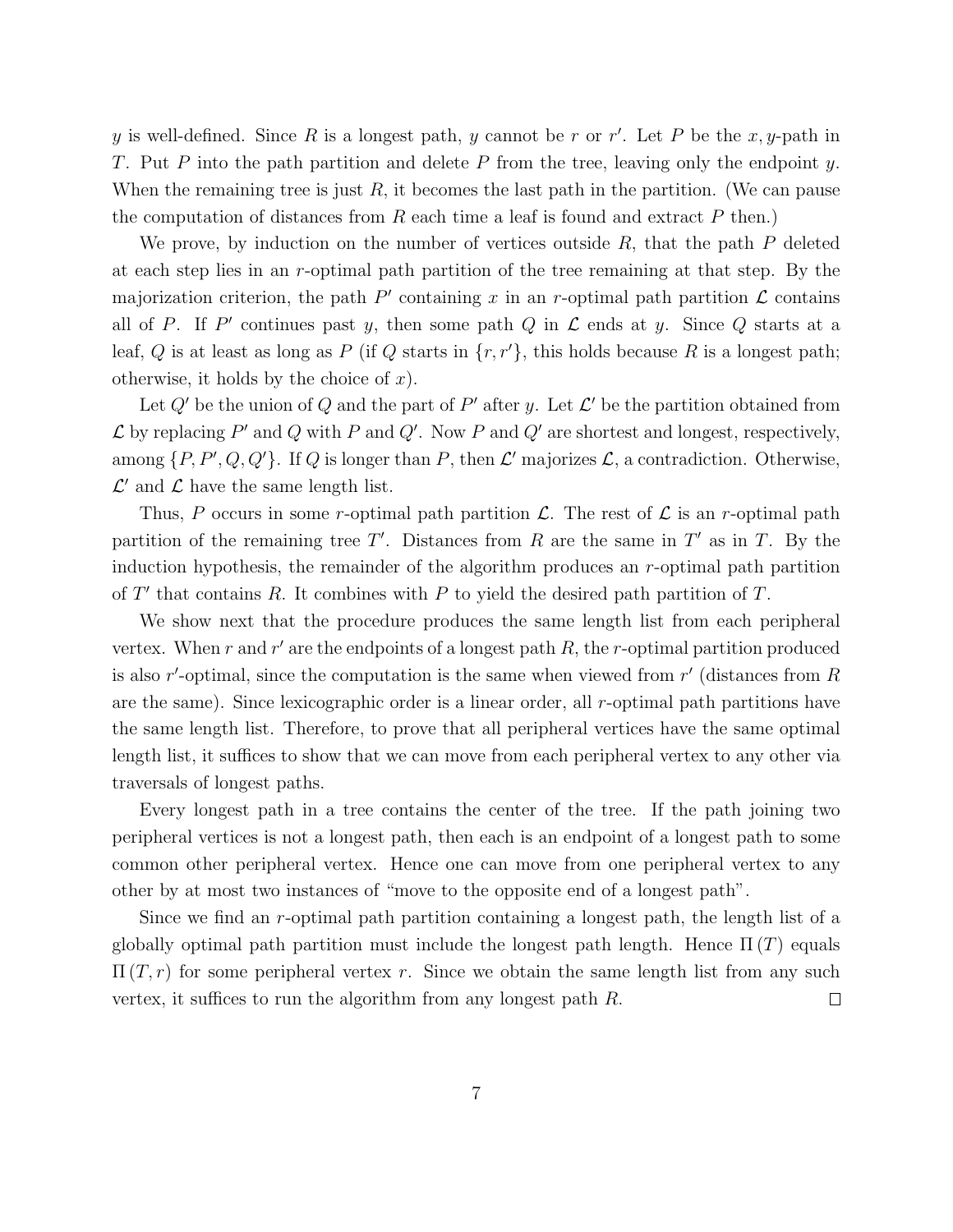$y$ is well-defined. Since $R$ is a longest path, $y$ cannot be $r$ or $r'$. Let $P$ be the $x, y$-path in $T$. Put $P$ into the path partition and delete $P$ from the tree, leaving only the endpoint $y$. When the remaining tree is just $R$, it becomes the last path in the partition. (We can pause the computation of distances from $R$ each time a leaf is found and extract $P$ then.)

We prove, by induction on the number of vertices outside $R$, that the path $P$ deleted at each step lies in an $r$-optimal path partition of the tree remaining at that step. By the majorization criterion, the path $P'$ containing $x$ in an $r$-optimal path partition $\mathcal{L}$ contains all of $P$. If $P'$ continues past $y$, then some path $Q$ in $\mathcal{L}$ ends at $y$. Since $Q$ starts at a leaf, $Q$ is at least as long as $P$ (if $Q$ starts in $\{r, r'\}$, this holds because $R$ is a longest path; otherwise, it holds by the choice of $x$).

Let $Q'$ be the union of $Q$ and the part of $P'$ after $y$. Let $\mathcal{L}'$ be the partition obtained from $\mathcal{L}$ by replacing $P'$ and $Q$ with $P$ and $Q'$. Now $P$ and $Q'$ are shortest and longest, respectively, among $\{P, P', Q, Q'\}$. If $Q$ is longer than $P$, then $\mathcal{L}'$ majorizes $\mathcal{L}$, a contradiction. Otherwise, $\mathcal{L}'$ and $\mathcal{L}$ have the same length list.

Thus, $P$ occurs in some $r$-optimal path partition $\mathcal{L}$. The rest of $\mathcal{L}$ is an $r$-optimal path partition of the remaining tree $T'$. Distances from $R$ are the same in $T'$ as in $T$. By the induction hypothesis, the remainder of the algorithm produces an $r$-optimal path partition of $T'$ that contains $R$. It combines with $P$ to yield the desired path partition of $T$.

We show next that the procedure produces the same length list from each peripheral vertex. When $r$ and $r'$ are the endpoints of a longest path $R$, the $r$-optimal partition produced is also $r'$-optimal, since the computation is the same when viewed from $r'$ (distances from $R$ are the same). Since lexicographic order is a linear order, all $r$-optimal path partitions have the same length list. Therefore, to prove that all peripheral vertices have the same optimal length list, it suffices to show that we can move from each peripheral vertex to any other via traversals of longest paths.

Every longest path in a tree contains the center of the tree. If the path joining two peripheral vertices is not a longest path, then each is an endpoint of a longest path to some common other peripheral vertex. Hence one can move from one peripheral vertex to any other by at most two instances of "move to the opposite end of a longest path".

Since we find an $r$-optimal path partition containing a longest path, the length list of a globally optimal path partition must include the longest path length. Hence $\Pi(T)$ equals $\Pi(T, r)$ for some peripheral vertex $r$. Since we obtain the same length list from any such vertex, it suffices to run the algorithm from any longest path $R$. $\square$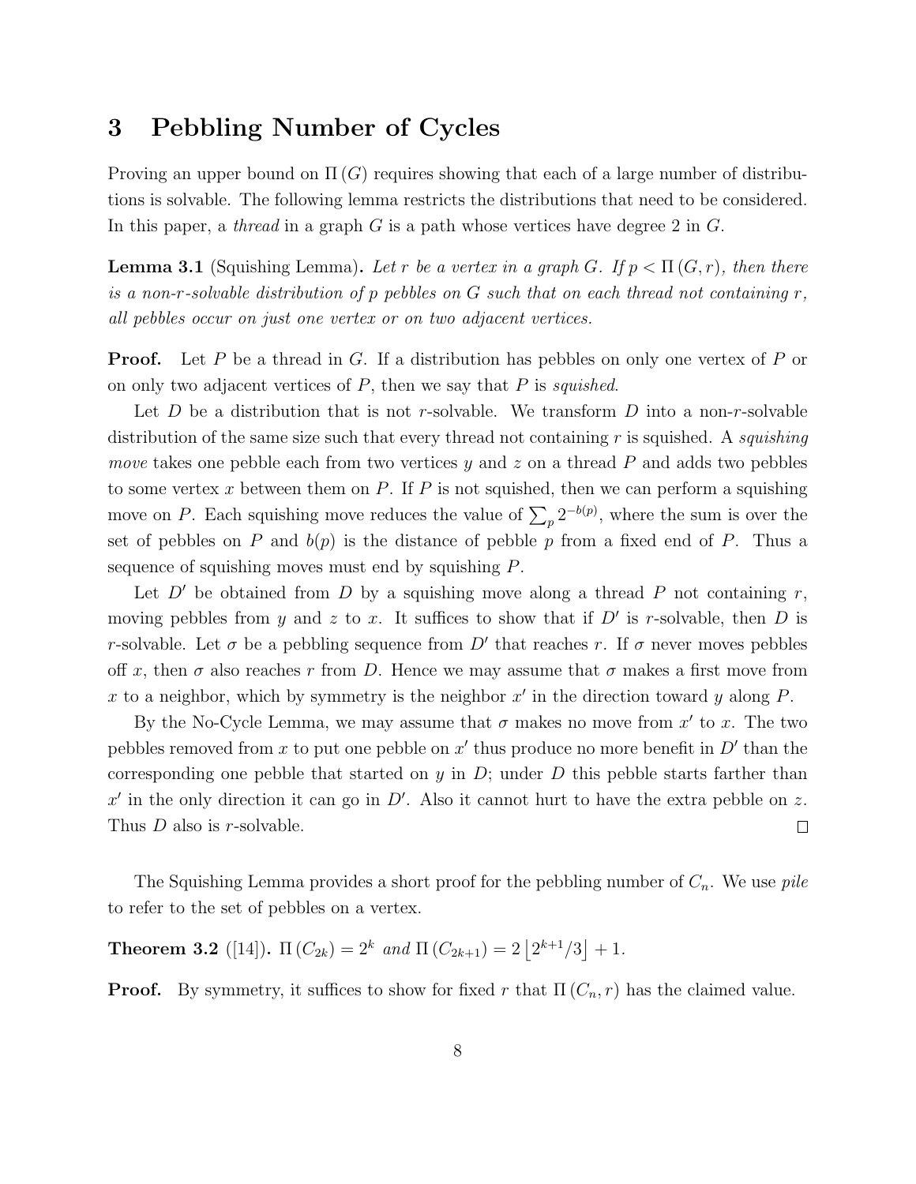## 3 Pebbling Number of Cycles

Proving an upper bound on $\Pi(G)$ requires showing that each of a large number of distributions is solvable. The following lemma restricts the distributions that need to be considered. In this paper, a *thread* in a graph $G$ is a path whose vertices have degree 2 in $G$.

**Lemma 3.1** (Squishing Lemma)**.** *Let $r$ be a vertex in a graph $G$. If $p < \Pi(G, r)$, then there is a non-$r$-solvable distribution of $p$ pebbles on $G$ such that on each thread not containing $r$, all pebbles occur on just one vertex or on two adjacent vertices.*

**Proof.** Let $P$ be a thread in $G$. If a distribution has pebbles on only one vertex of $P$ or on only two adjacent vertices of $P$, then we say that $P$ is *squished*.

Let $D$ be a distribution that is not $r$-solvable. We transform $D$ into a non-$r$-solvable distribution of the same size such that every thread not containing $r$ is squished. A *squishing move* takes one pebble each from two vertices $y$ and $z$ on a thread $P$ and adds two pebbles to some vertex $x$ between them on $P$. If $P$ is not squished, then we can perform a squishing move on $P$. Each squishing move reduces the value of $\sum_p 2^{-b(p)}$, where the sum is over the set of pebbles on $P$ and $b(p)$ is the distance of pebble $p$ from a fixed end of $P$. Thus a sequence of squishing moves must end by squishing $P$.

Let $D'$ be obtained from $D$ by a squishing move along a thread $P$ not containing $r$, moving pebbles from $y$ and $z$ to $x$. It suffices to show that if $D'$ is $r$-solvable, then $D$ is $r$-solvable. Let $\sigma$ be a pebbling sequence from $D'$ that reaches $r$. If $\sigma$ never moves pebbles off $x$, then $\sigma$ also reaches $r$ from $D$. Hence we may assume that $\sigma$ makes a first move from $x$ to a neighbor, which by symmetry is the neighbor $x'$ in the direction toward $y$ along $P$.

By the No-Cycle Lemma, we may assume that $\sigma$ makes no move from $x'$ to $x$. The two pebbles removed from $x$ to put one pebble on $x'$ thus produce no more benefit in $D'$ than the corresponding one pebble that started on $y$ in $D$; under $D$ this pebble starts farther than $x'$ in the only direction it can go in $D'$. Also it cannot hurt to have the extra pebble on $z$. Thus $D$ also is $r$-solvable. $\square$

The Squishing Lemma provides a short proof for the pebbling number of $C_n$. We use *pile* to refer to the set of pebbles on a vertex.

**Theorem 3.2** ([14])**.** $\Pi(C_{2k}) = 2^k$ *and* $\Pi(C_{2k+1}) = 2\left\lfloor 2^{k+1}/3 \right\rfloor + 1$.

**Proof.** By symmetry, it suffices to show for fixed $r$ that $\Pi(C_n, r)$ has the claimed value.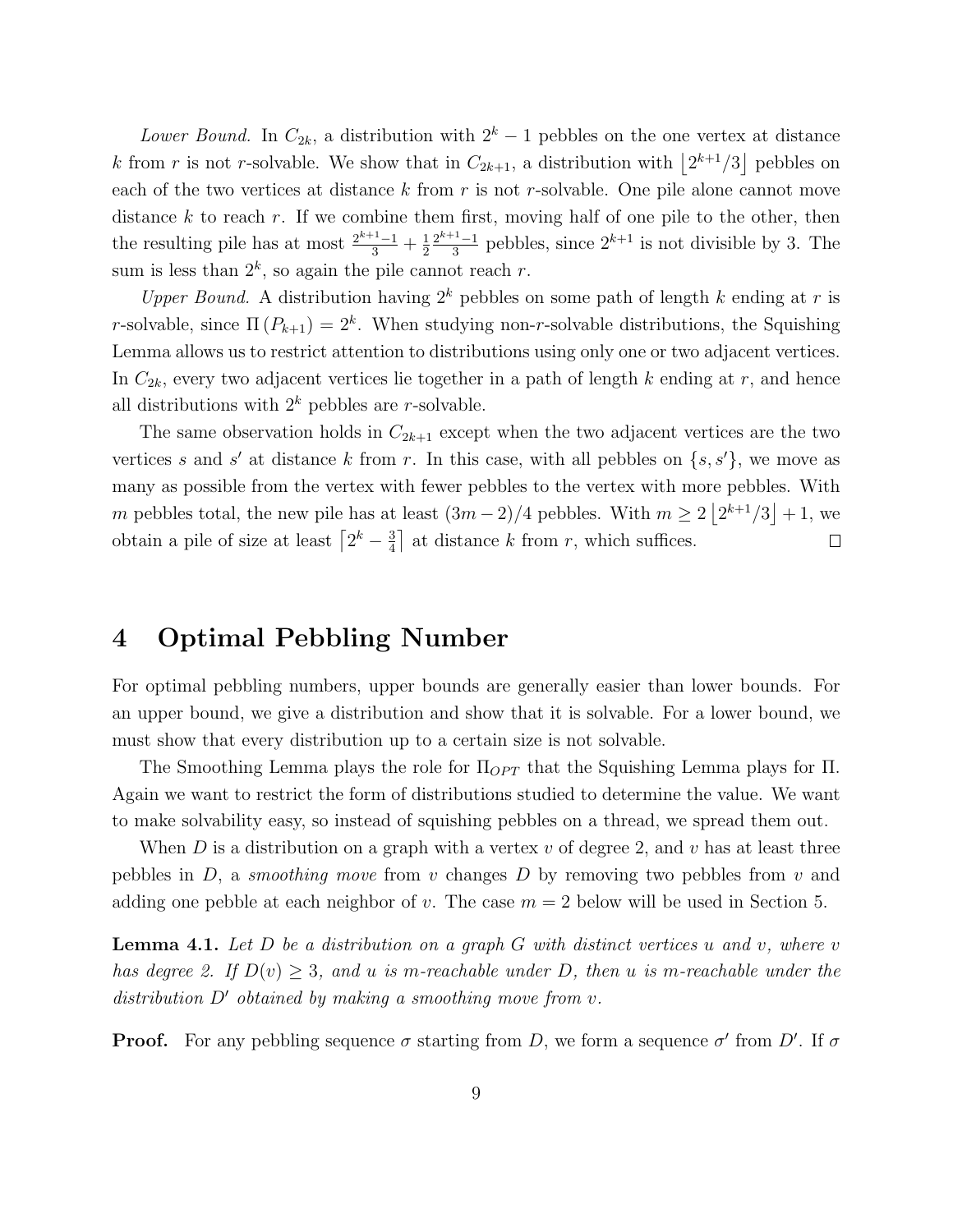*Lower Bound.* In $C_{2k}$, a distribution with $2^k - 1$ pebbles on the one vertex at distance $k$ from $r$ is not $r$-solvable. We show that in $C_{2k+1}$, a distribution with $\lfloor 2^{k+1}/3 \rfloor$ pebbles on each of the two vertices at distance $k$ from $r$ is not $r$-solvable. One pile alone cannot move distance $k$ to reach $r$. If we combine them first, moving half of one pile to the other, then the resulting pile has at most $\frac{2^{k+1}-1}{3} + \frac{1}{2}\frac{2^{k+1}-1}{3}$ pebbles, since $2^{k+1}$ is not divisible by 3. The sum is less than $2^k$, so again the pile cannot reach $r$.

*Upper Bound.* A distribution having $2^k$ pebbles on some path of length $k$ ending at $r$ is $r$-solvable, since $\Pi(P_{k+1}) = 2^k$. When studying non-$r$-solvable distributions, the Squishing Lemma allows us to restrict attention to distributions using only one or two adjacent vertices. In $C_{2k}$, every two adjacent vertices lie together in a path of length $k$ ending at $r$, and hence all distributions with $2^k$ pebbles are $r$-solvable.

The same observation holds in $C_{2k+1}$ except when the two adjacent vertices are the two vertices $s$ and $s'$ at distance $k$ from $r$. In this case, with all pebbles on $\{s, s'\}$, we move as many as possible from the vertex with fewer pebbles to the vertex with more pebbles. With $m$ pebbles total, the new pile has at least $(3m-2)/4$ pebbles. With $m \geq 2\lfloor 2^{k+1}/3 \rfloor + 1$, we obtain a pile of size at least $\lceil 2^k - \frac{3}{4} \rceil$ at distance $k$ from $r$, which suffices. □

# 4 Optimal Pebbling Number

For optimal pebbling numbers, upper bounds are generally easier than lower bounds. For an upper bound, we give a distribution and show that it is solvable. For a lower bound, we must show that every distribution up to a certain size is not solvable.

The Smoothing Lemma plays the role for $\Pi_{OPT}$ that the Squishing Lemma plays for $\Pi$. Again we want to restrict the form of distributions studied to determine the value. We want to make solvability easy, so instead of squishing pebbles on a thread, we spread them out.

When $D$ is a distribution on a graph with a vertex $v$ of degree 2, and $v$ has at least three pebbles in $D$, a *smoothing move* from $v$ changes $D$ by removing two pebbles from $v$ and adding one pebble at each neighbor of $v$. The case $m = 2$ below will be used in Section 5.

**Lemma 4.1.** *Let $D$ be a distribution on a graph $G$ with distinct vertices $u$ and $v$, where $v$ has degree 2. If $D(v) \geq 3$, and $u$ is $m$-reachable under $D$, then $u$ is $m$-reachable under the distribution $D'$ obtained by making a smoothing move from $v$.*

**Proof.** For any pebbling sequence $\sigma$ starting from $D$, we form a sequence $\sigma'$ from $D'$. If $\sigma$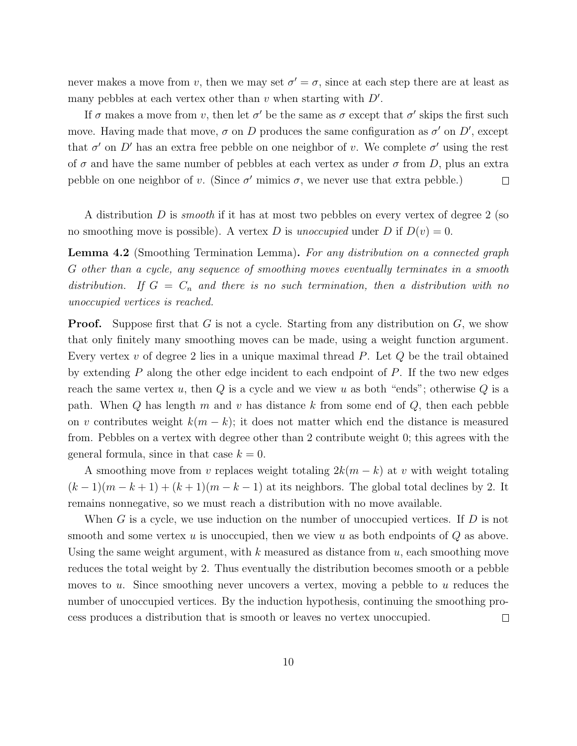never makes a move from $v$, then we may set $\sigma' = \sigma$, since at each step there are at least as many pebbles at each vertex other than $v$ when starting with $D'$.

If $\sigma$ makes a move from $v$, then let $\sigma'$ be the same as $\sigma$ except that $\sigma'$ skips the first such move. Having made that move, $\sigma$ on $D$ produces the same configuration as $\sigma'$ on $D'$, except that $\sigma'$ on $D'$ has an extra free pebble on one neighbor of $v$. We complete $\sigma'$ using the rest of $\sigma$ and have the same number of pebbles at each vertex as under $\sigma$ from $D$, plus an extra pebble on one neighbor of $v$. (Since $\sigma'$ mimics $\sigma$, we never use that extra pebble.) □

A distribution $D$ is *smooth* if it has at most two pebbles on every vertex of degree 2 (so no smoothing move is possible). A vertex $D$ is *unoccupied* under $D$ if $D(v) = 0$.

**Lemma 4.2** (Smoothing Termination Lemma)**.** *For any distribution on a connected graph $G$ other than a cycle, any sequence of smoothing moves eventually terminates in a smooth distribution. If $G = C_n$ and there is no such termination, then a distribution with no unoccupied vertices is reached.*

**Proof.** Suppose first that $G$ is not a cycle. Starting from any distribution on $G$, we show that only finitely many smoothing moves can be made, using a weight function argument. Every vertex $v$ of degree 2 lies in a unique maximal thread $P$. Let $Q$ be the trail obtained by extending $P$ along the other edge incident to each endpoint of $P$. If the two new edges reach the same vertex $u$, then $Q$ is a cycle and we view $u$ as both "ends"; otherwise $Q$ is a path. When $Q$ has length $m$ and $v$ has distance $k$ from some end of $Q$, then each pebble on $v$ contributes weight $k(m-k)$; it does not matter which end the distance is measured from. Pebbles on a vertex with degree other than 2 contribute weight 0; this agrees with the general formula, since in that case $k = 0$.

A smoothing move from $v$ replaces weight totaling $2k(m-k)$ at $v$ with weight totaling $(k-1)(m-k+1) + (k+1)(m-k-1)$ at its neighbors. The global total declines by 2. It remains nonnegative, so we must reach a distribution with no move available.

When $G$ is a cycle, we use induction on the number of unoccupied vertices. If $D$ is not smooth and some vertex $u$ is unoccupied, then we view $u$ as both endpoints of $Q$ as above. Using the same weight argument, with $k$ measured as distance from $u$, each smoothing move reduces the total weight by 2. Thus eventually the distribution becomes smooth or a pebble moves to $u$. Since smoothing never uncovers a vertex, moving a pebble to $u$ reduces the number of unoccupied vertices. By the induction hypothesis, continuing the smoothing process produces a distribution that is smooth or leaves no vertex unoccupied. □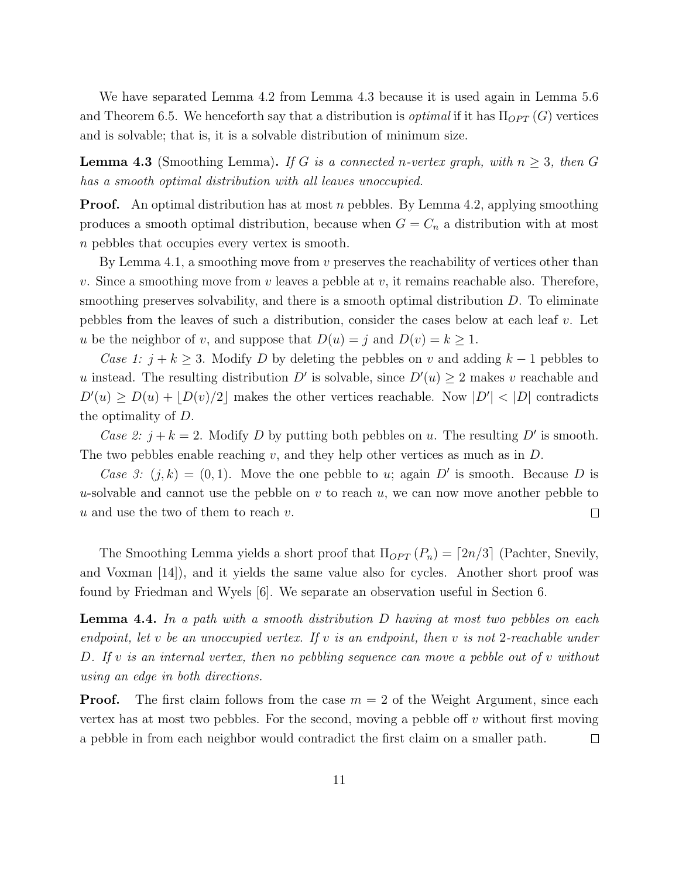We have separated Lemma 4.2 from Lemma 4.3 because it is used again in Lemma 5.6 and Theorem 6.5. We henceforth say that a distribution is *optimal* if it has $\Pi_{OPT}(G)$ vertices and is solvable; that is, it is a solvable distribution of minimum size.

**Lemma 4.3** (Smoothing Lemma)**.** *If $G$ is a connected $n$-vertex graph, with $n \geq 3$, then $G$ has a smooth optimal distribution with all leaves unoccupied.*

**Proof.** An optimal distribution has at most $n$ pebbles. By Lemma 4.2, applying smoothing produces a smooth optimal distribution, because when $G = C_n$ a distribution with at most $n$ pebbles that occupies every vertex is smooth.

By Lemma 4.1, a smoothing move from $v$ preserves the reachability of vertices other than $v$. Since a smoothing move from $v$ leaves a pebble at $v$, it remains reachable also. Therefore, smoothing preserves solvability, and there is a smooth optimal distribution $D$. To eliminate pebbles from the leaves of such a distribution, consider the cases below at each leaf $v$. Let $u$ be the neighbor of $v$, and suppose that $D(u) = j$ and $D(v) = k \geq 1$.

*Case 1:* $j + k \geq 3$. Modify $D$ by deleting the pebbles on $v$ and adding $k - 1$ pebbles to $u$ instead. The resulting distribution $D'$ is solvable, since $D'(u) \geq 2$ makes $v$ reachable and $D'(u) \geq D(u) + \lfloor D(v)/2 \rfloor$ makes the other vertices reachable. Now $|D'| < |D|$ contradicts the optimality of $D$.

*Case 2:* $j + k = 2$. Modify $D$ by putting both pebbles on $u$. The resulting $D'$ is smooth. The two pebbles enable reaching $v$, and they help other vertices as much as in $D$.

*Case 3:* $(j, k) = (0, 1)$. Move the one pebble to $u$; again $D'$ is smooth. Because $D$ is $u$-solvable and cannot use the pebble on $v$ to reach $u$, we can now move another pebble to $u$ and use the two of them to reach $v$. $\square$

The Smoothing Lemma yields a short proof that $\Pi_{OPT}(P_n) = \lceil 2n/3 \rceil$ (Pachter, Snevily, and Voxman [14]), and it yields the same value also for cycles. Another short proof was found by Friedman and Wyels [6]. We separate an observation useful in Section 6.

**Lemma 4.4.** *In a path with a smooth distribution $D$ having at most two pebbles on each endpoint, let $v$ be an unoccupied vertex. If $v$ is an endpoint, then $v$ is not 2-reachable under $D$. If $v$ is an internal vertex, then no pebbling sequence can move a pebble out of $v$ without using an edge in both directions.*

**Proof.** The first claim follows from the case $m = 2$ of the Weight Argument, since each vertex has at most two pebbles. For the second, moving a pebble off $v$ without first moving a pebble in from each neighbor would contradict the first claim on a smaller path. $\square$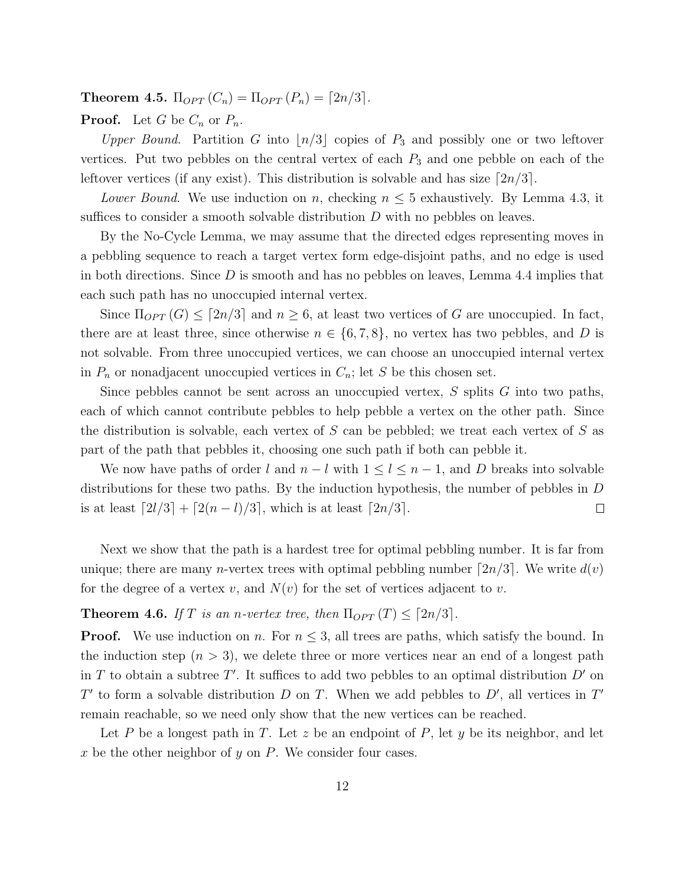**Theorem 4.5.** $\Pi_{OPT}(C_n) = \Pi_{OPT}(P_n) = \lceil 2n/3 \rceil$.

**Proof.** Let $G$ be $C_n$ or $P_n$.

*Upper Bound.* Partition $G$ into $\lfloor n/3 \rfloor$ copies of $P_3$ and possibly one or two leftover vertices. Put two pebbles on the central vertex of each $P_3$ and one pebble on each of the leftover vertices (if any exist). This distribution is solvable and has size $\lceil 2n/3 \rceil$.

*Lower Bound.* We use induction on $n$, checking $n \leq 5$ exhaustively. By Lemma 4.3, it suffices to consider a smooth solvable distribution $D$ with no pebbles on leaves.

By the No-Cycle Lemma, we may assume that the directed edges representing moves in a pebbling sequence to reach a target vertex form edge-disjoint paths, and no edge is used in both directions. Since $D$ is smooth and has no pebbles on leaves, Lemma 4.4 implies that each such path has no unoccupied internal vertex.

Since $\Pi_{OPT}(G) \leq \lceil 2n/3 \rceil$ and $n \geq 6$, at least two vertices of $G$ are unoccupied. In fact, there are at least three, since otherwise $n \in \{6, 7, 8\}$, no vertex has two pebbles, and $D$ is not solvable. From three unoccupied vertices, we can choose an unoccupied internal vertex in $P_n$ or nonadjacent unoccupied vertices in $C_n$; let $S$ be this chosen set.

Since pebbles cannot be sent across an unoccupied vertex, $S$ splits $G$ into two paths, each of which cannot contribute pebbles to help pebble a vertex on the other path. Since the distribution is solvable, each vertex of $S$ can be pebbled; we treat each vertex of $S$ as part of the path that pebbles it, choosing one such path if both can pebble it.

We now have paths of order $l$ and $n - l$ with $1 \leq l \leq n - 1$, and $D$ breaks into solvable distributions for these two paths. By the induction hypothesis, the number of pebbles in $D$ is at least $\lceil 2l/3 \rceil + \lceil 2(n - l)/3 \rceil$, which is at least $\lceil 2n/3 \rceil$. $\square$

Next we show that the path is a hardest tree for optimal pebbling number. It is far from unique; there are many $n$-vertex trees with optimal pebbling number $\lceil 2n/3 \rceil$. We write $d(v)$ for the degree of a vertex $v$, and $N(v)$ for the set of vertices adjacent to $v$.

**Theorem 4.6.** *If $T$ is an $n$-vertex tree, then $\Pi_{OPT}(T) \leq \lceil 2n/3 \rceil$.*

**Proof.** We use induction on $n$. For $n \leq 3$, all trees are paths, which satisfy the bound. In the induction step ($n > 3$), we delete three or more vertices near an end of a longest path in $T$ to obtain a subtree $T'$. It suffices to add two pebbles to an optimal distribution $D'$ on $T'$ to form a solvable distribution $D$ on $T$. When we add pebbles to $D'$, all vertices in $T'$ remain reachable, so we need only show that the new vertices can be reached.

Let $P$ be a longest path in $T$. Let $z$ be an endpoint of $P$, let $y$ be its neighbor, and let $x$ be the other neighbor of $y$ on $P$. We consider four cases.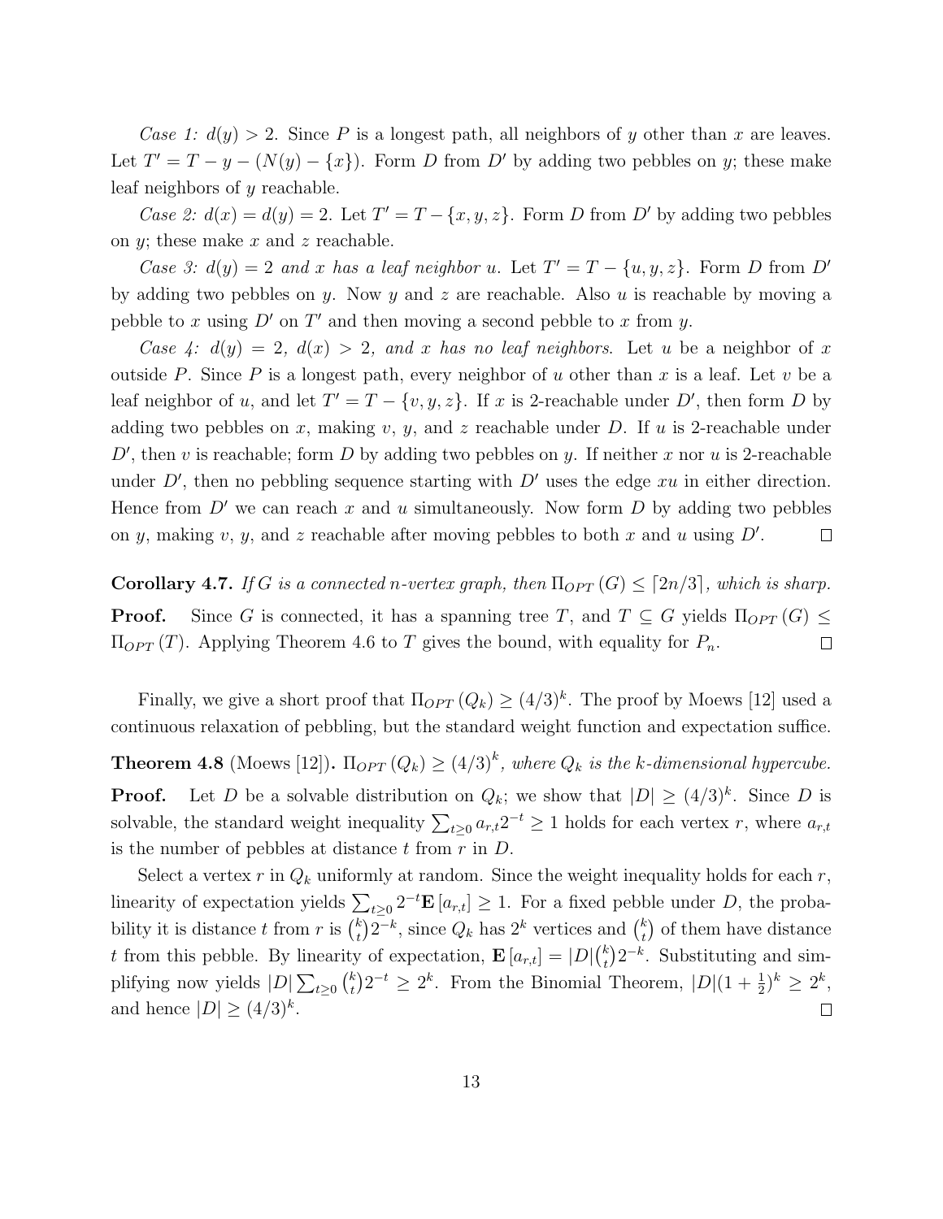*Case 1: $d(y) > 2$.* Since $P$ is a longest path, all neighbors of $y$ other than $x$ are leaves. Let $T' = T - y - (N(y) - \{x\})$. Form $D$ from $D'$ by adding two pebbles on $y$; these make leaf neighbors of $y$ reachable.

*Case 2: $d(x) = d(y) = 2$.* Let $T' = T - \{x, y, z\}$. Form $D$ from $D'$ by adding two pebbles on $y$; these make $x$ and $z$ reachable.

*Case 3: $d(y) = 2$ and $x$ has a leaf neighbor $u$.* Let $T' = T - \{u, y, z\}$. Form $D$ from $D'$ by adding two pebbles on $y$. Now $y$ and $z$ are reachable. Also $u$ is reachable by moving a pebble to $x$ using $D'$ on $T'$ and then moving a second pebble to $x$ from $y$.

*Case 4: $d(y) = 2$, $d(x) > 2$, and $x$ has no leaf neighbors.* Let $u$ be a neighbor of $x$ outside $P$. Since $P$ is a longest path, every neighbor of $u$ other than $x$ is a leaf. Let $v$ be a leaf neighbor of $u$, and let $T' = T - \{v, y, z\}$. If $x$ is 2-reachable under $D'$, then form $D$ by adding two pebbles on $x$, making $v$, $y$, and $z$ reachable under $D$. If $u$ is 2-reachable under $D'$, then $v$ is reachable; form $D$ by adding two pebbles on $y$. If neither $x$ nor $u$ is 2-reachable under $D'$, then no pebbling sequence starting with $D'$ uses the edge $xu$ in either direction. Hence from $D'$ we can reach $x$ and $u$ simultaneously. Now form $D$ by adding two pebbles on $y$, making $v$, $y$, and $z$ reachable after moving pebbles to both $x$ and $u$ using $D'$. $\square$

**Corollary 4.7.** *If $G$ is a connected $n$-vertex graph, then $\Pi_{OPT}(G) \leq \lceil 2n/3 \rceil$, which is sharp.*

**Proof.** Since $G$ is connected, it has a spanning tree $T$, and $T \subseteq G$ yields $\Pi_{OPT}(G) \leq \Pi_{OPT}(T)$. Applying Theorem 4.6 to $T$ gives the bound, with equality for $P_n$. $\square$

Finally, we give a short proof that $\Pi_{OPT}(Q_k) \geq (4/3)^k$. The proof by Moews [12] used a continuous relaxation of pebbling, but the standard weight function and expectation suffice.

**Theorem 4.8** (Moews [12])**.** *$\Pi_{OPT}(Q_k) \geq (4/3)^k$, where $Q_k$ is the $k$-dimensional hypercube.*

**Proof.** Let $D$ be a solvable distribution on $Q_k$; we show that $|D| \geq (4/3)^k$. Since $D$ is solvable, the standard weight inequality $\sum_{t\geq 0} a_{r,t} 2^{-t} \geq 1$ holds for each vertex $r$, where $a_{r,t}$ is the number of pebbles at distance $t$ from $r$ in $D$.

Select a vertex $r$ in $Q_k$ uniformly at random. Since the weight inequality holds for each $r$, linearity of expectation yields $\sum_{t\geq 0} 2^{-t}\mathbf{E}[a_{r,t}] \geq 1$. For a fixed pebble under $D$, the probability it is distance $t$ from $r$ is $\binom{k}{t}2^{-k}$, since $Q_k$ has $2^k$ vertices and $\binom{k}{t}$ of them have distance $t$ from this pebble. By linearity of expectation, $\mathbf{E}[a_{r,t}] = |D|\binom{k}{t}2^{-k}$. Substituting and simplifying now yields $|D|\sum_{t\geq 0}\binom{k}{t}2^{-t} \geq 2^k$. From the Binomial Theorem, $|D|(1 + \frac{1}{2})^k \geq 2^k$, and hence $|D| \geq (4/3)^k$. $\square$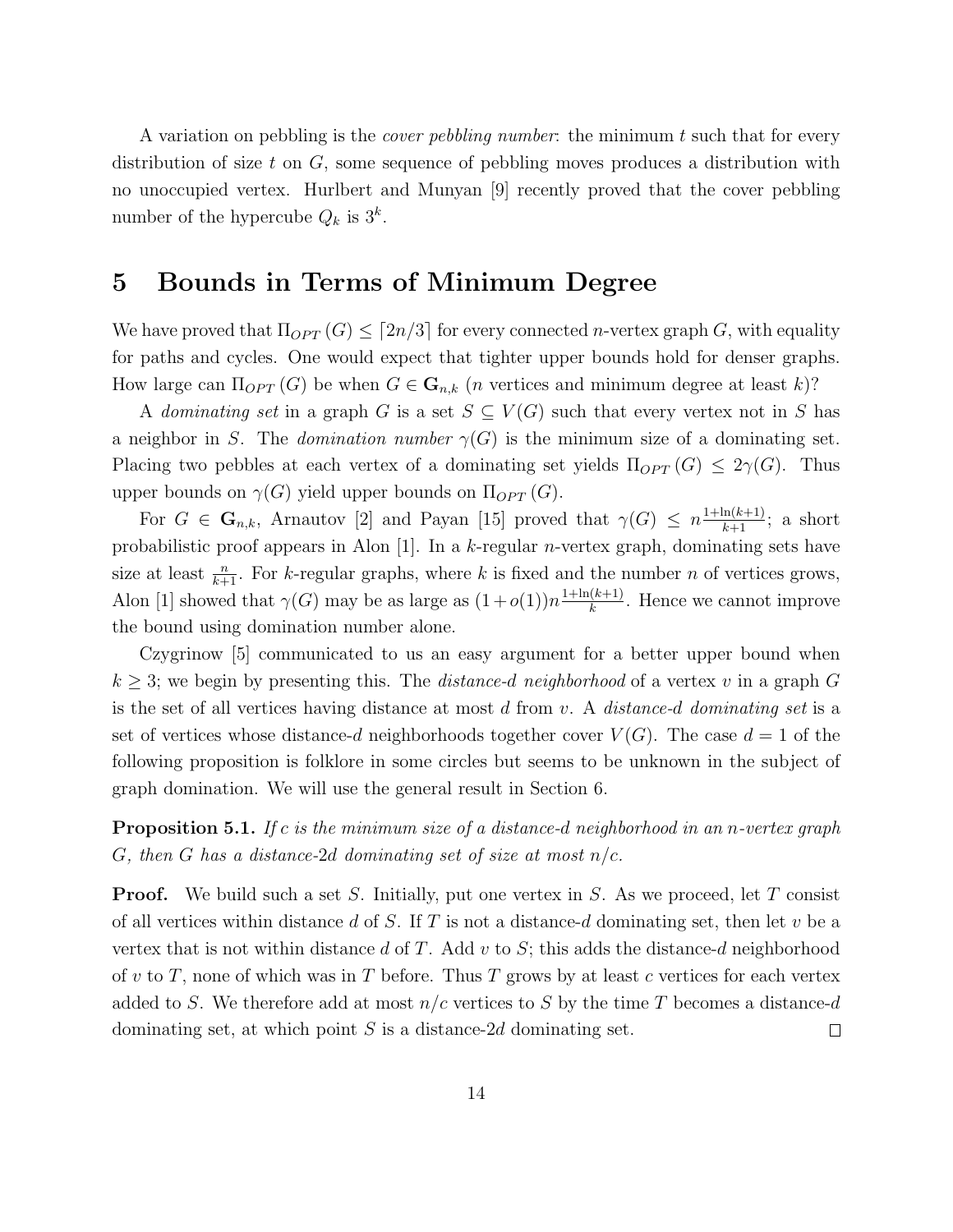A variation on pebbling is the *cover pebbling number*: the minimum $t$ such that for every distribution of size $t$ on $G$, some sequence of pebbling moves produces a distribution with no unoccupied vertex. Hurlbert and Munyan [9] recently proved that the cover pebbling number of the hypercube $Q_k$ is $3^k$.

## 5 Bounds in Terms of Minimum Degree

We have proved that $\Pi_{OPT}(G) \le \lceil 2n/3 \rceil$ for every connected $n$-vertex graph $G$, with equality for paths and cycles. One would expect that tighter upper bounds hold for denser graphs. How large can $\Pi_{OPT}(G)$ be when $G \in \mathbf{G}_{n,k}$ ($n$ vertices and minimum degree at least $k$)?

A *dominating set* in a graph $G$ is a set $S \subseteq V(G)$ such that every vertex not in $S$ has a neighbor in $S$. The *domination number* $\gamma(G)$ is the minimum size of a dominating set. Placing two pebbles at each vertex of a dominating set yields $\Pi_{OPT}(G) \le 2\gamma(G)$. Thus upper bounds on $\gamma(G)$ yield upper bounds on $\Pi_{OPT}(G)$.

For $G \in \mathbf{G}_{n,k}$, Arnautov [2] and Payan [15] proved that $\gamma(G) \le n\frac{1+\ln(k+1)}{k+1}$; a short probabilistic proof appears in Alon [1]. In a $k$-regular $n$-vertex graph, dominating sets have size at least $\frac{n}{k+1}$. For $k$-regular graphs, where $k$ is fixed and the number $n$ of vertices grows, Alon [1] showed that $\gamma(G)$ may be as large as $(1+o(1))n\frac{1+\ln(k+1)}{k}$. Hence we cannot improve the bound using domination number alone.

Czygrinow [5] communicated to us an easy argument for a better upper bound when $k \ge 3$; we begin by presenting this. The *distance-$d$ neighborhood* of a vertex $v$ in a graph $G$ is the set of all vertices having distance at most $d$ from $v$. A *distance-$d$ dominating set* is a set of vertices whose distance-$d$ neighborhoods together cover $V(G)$. The case $d = 1$ of the following proposition is folklore in some circles but seems to be unknown in the subject of graph domination. We will use the general result in Section 6.

**Proposition 5.1.** *If $c$ is the minimum size of a distance-$d$ neighborhood in an $n$-vertex graph $G$, then $G$ has a distance-$2d$ dominating set of size at most $n/c$.*

**Proof.** We build such a set $S$. Initially, put one vertex in $S$. As we proceed, let $T$ consist of all vertices within distance $d$ of $S$. If $T$ is not a distance-$d$ dominating set, then let $v$ be a vertex that is not within distance $d$ of $T$. Add $v$ to $S$; this adds the distance-$d$ neighborhood of $v$ to $T$, none of which was in $T$ before. Thus $T$ grows by at least $c$ vertices for each vertex added to $S$. We therefore add at most $n/c$ vertices to $S$ by the time $T$ becomes a distance-$d$ dominating set, at which point $S$ is a distance-$2d$ dominating set. □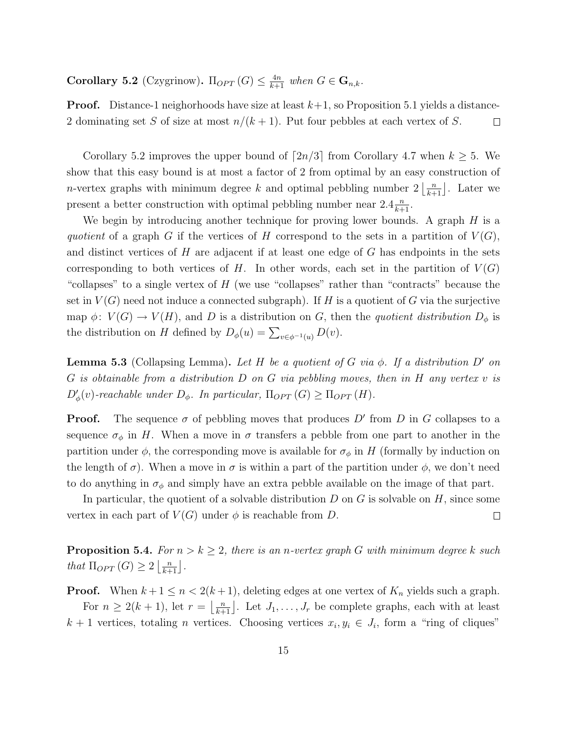**Corollary 5.2** (Czygrinow)**.** $\Pi_{OPT}(G) \le \frac{4n}{k+1}$ *when* $G \in \mathbf{G}_{n,k}$.

**Proof.** Distance-1 neighorhoods have size at least $k+1$, so Proposition 5.1 yields a distance-2 dominating set $S$ of size at most $n/(k+1)$. Put four pebbles at each vertex of $S$. $\square$

Corollary 5.2 improves the upper bound of $\lceil 2n/3 \rceil$ from Corollary 4.7 when $k \ge 5$. We show that this easy bound is at most a factor of 2 from optimal by an easy construction of $n$-vertex graphs with minimum degree $k$ and optimal pebbling number $2\left\lfloor \frac{n}{k+1} \right\rfloor$. Later we present a better construction with optimal pebbling number near $2.4\frac{n}{k+1}$.

We begin by introducing another technique for proving lower bounds. A graph $H$ is a *quotient* of a graph $G$ if the vertices of $H$ correspond to the sets in a partition of $V(G)$, and distinct vertices of $H$ are adjacent if at least one edge of $G$ has endpoints in the sets corresponding to both vertices of $H$. In other words, each set in the partition of $V(G)$ "collapses" to a single vertex of $H$ (we use "collapses" rather than "contracts" because the set in $V(G)$ need not induce a connected subgraph). If $H$ is a quotient of $G$ via the surjective map $\phi\colon V(G) \to V(H)$, and $D$ is a distribution on $G$, then the *quotient distribution* $D_\phi$ is the distribution on $H$ defined by $D_\phi(u) = \sum_{v \in \phi^{-1}(u)} D(v)$.

**Lemma 5.3** (Collapsing Lemma)**.** *Let $H$ be a quotient of $G$ via $\phi$. If a distribution $D'$ on $G$ is obtainable from a distribution $D$ on $G$ via pebbling moves, then in $H$ any vertex $v$ is $D'_\phi(v)$-reachable under $D_\phi$. In particular, $\Pi_{OPT}(G) \ge \Pi_{OPT}(H)$.*

**Proof.** The sequence $\sigma$ of pebbling moves that produces $D'$ from $D$ in $G$ collapses to a sequence $\sigma_\phi$ in $H$. When a move in $\sigma$ transfers a pebble from one part to another in the partition under $\phi$, the corresponding move is available for $\sigma_\phi$ in $H$ (formally by induction on the length of $\sigma$). When a move in $\sigma$ is within a part of the partition under $\phi$, we don't need to do anything in $\sigma_\phi$ and simply have an extra pebble available on the image of that part.

In particular, the quotient of a solvable distribution $D$ on $G$ is solvable on $H$, since some vertex in each part of $V(G)$ under $\phi$ is reachable from $D$. $\square$

**Proposition 5.4.** *For $n > k \ge 2$, there is an $n$-vertex graph $G$ with minimum degree $k$ such that $\Pi_{OPT}(G) \ge 2\left\lfloor \frac{n}{k+1} \right\rfloor$.*

**Proof.** When $k+1 \le n < 2(k+1)$, deleting edges at one vertex of $K_n$ yields such a graph.

For $n \ge 2(k+1)$, let $r = \left\lfloor \frac{n}{k+1} \right\rfloor$. Let $J_1, \ldots, J_r$ be complete graphs, each with at least $k+1$ vertices, totaling $n$ vertices. Choosing vertices $x_i, y_i \in J_i$, form a "ring of cliques"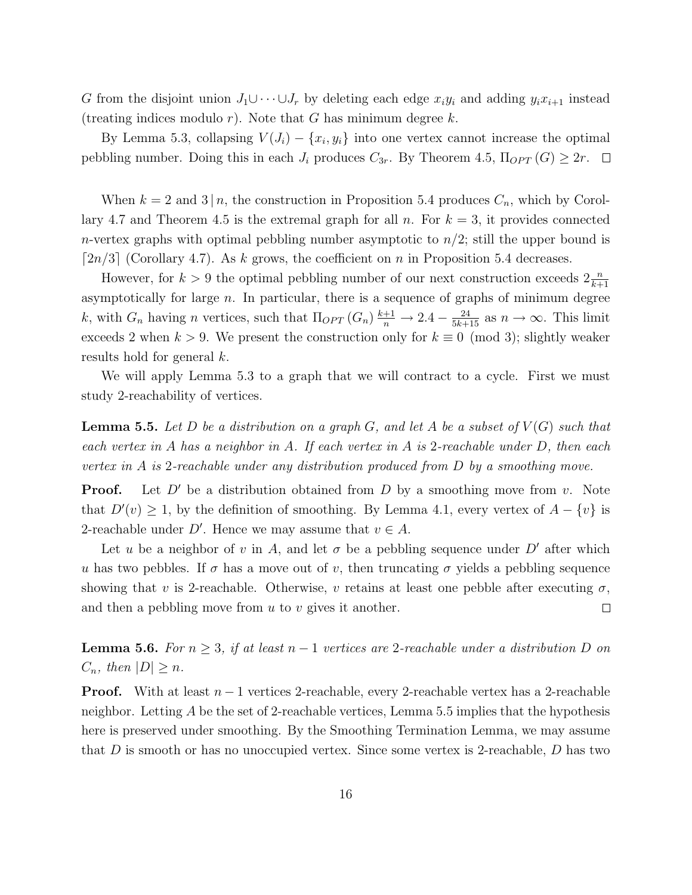$G$ from the disjoint union $J_1 \cup \cdots \cup J_r$ by deleting each edge $x_i y_i$ and adding $y_i x_{i+1}$ instead (treating indices modulo $r$). Note that $G$ has minimum degree $k$.

By Lemma 5.3, collapsing $V(J_i) - \{x_i, y_i\}$ into one vertex cannot increase the optimal pebbling number. Doing this in each $J_i$ produces $C_{3r}$. By Theorem 4.5, $\Pi_{OPT}(G) \geq 2r$. $\square$

When $k = 2$ and $3 \mid n$, the construction in Proposition 5.4 produces $C_n$, which by Corollary 4.7 and Theorem 4.5 is the extremal graph for all $n$. For $k = 3$, it provides connected $n$-vertex graphs with optimal pebbling number asymptotic to $n/2$; still the upper bound is $\lceil 2n/3 \rceil$ (Corollary 4.7). As $k$ grows, the coefficient on $n$ in Proposition 5.4 decreases.

However, for $k > 9$ the optimal pebbling number of our next construction exceeds $2\frac{n}{k+1}$ asymptotically for large $n$. In particular, there is a sequence of graphs of minimum degree $k$, with $G_n$ having $n$ vertices, such that $\Pi_{OPT}(G_n)\frac{k+1}{n} \to 2.4 - \frac{24}{5k+15}$ as $n \to \infty$. This limit exceeds 2 when $k > 9$. We present the construction only for $k \equiv 0 \pmod 3$; slightly weaker results hold for general $k$.

We will apply Lemma 5.3 to a graph that we will contract to a cycle. First we must study 2-reachability of vertices.

**Lemma 5.5.** *Let $D$ be a distribution on a graph $G$, and let $A$ be a subset of $V(G)$ such that each vertex in $A$ has a neighbor in $A$. If each vertex in $A$ is 2-reachable under $D$, then each vertex in $A$ is 2-reachable under any distribution produced from $D$ by a smoothing move.*

**Proof.** Let $D'$ be a distribution obtained from $D$ by a smoothing move from $v$. Note that $D'(v) \geq 1$, by the definition of smoothing. By Lemma 4.1, every vertex of $A - \{v\}$ is 2-reachable under $D'$. Hence we may assume that $v \in A$.

Let $u$ be a neighbor of $v$ in $A$, and let $\sigma$ be a pebbling sequence under $D'$ after which $u$ has two pebbles. If $\sigma$ has a move out of $v$, then truncating $\sigma$ yields a pebbling sequence showing that $v$ is 2-reachable. Otherwise, $v$ retains at least one pebble after executing $\sigma$, and then a pebbling move from $u$ to $v$ gives it another. $\square$

**Lemma 5.6.** *For $n \geq 3$, if at least $n-1$ vertices are 2-reachable under a distribution $D$ on $C_n$, then $|D| \geq n$.*

**Proof.** With at least $n-1$ vertices 2-reachable, every 2-reachable vertex has a 2-reachable neighbor. Letting $A$ be the set of 2-reachable vertices, Lemma 5.5 implies that the hypothesis here is preserved under smoothing. By the Smoothing Termination Lemma, we may assume that $D$ is smooth or has no unoccupied vertex. Since some vertex is 2-reachable, $D$ has two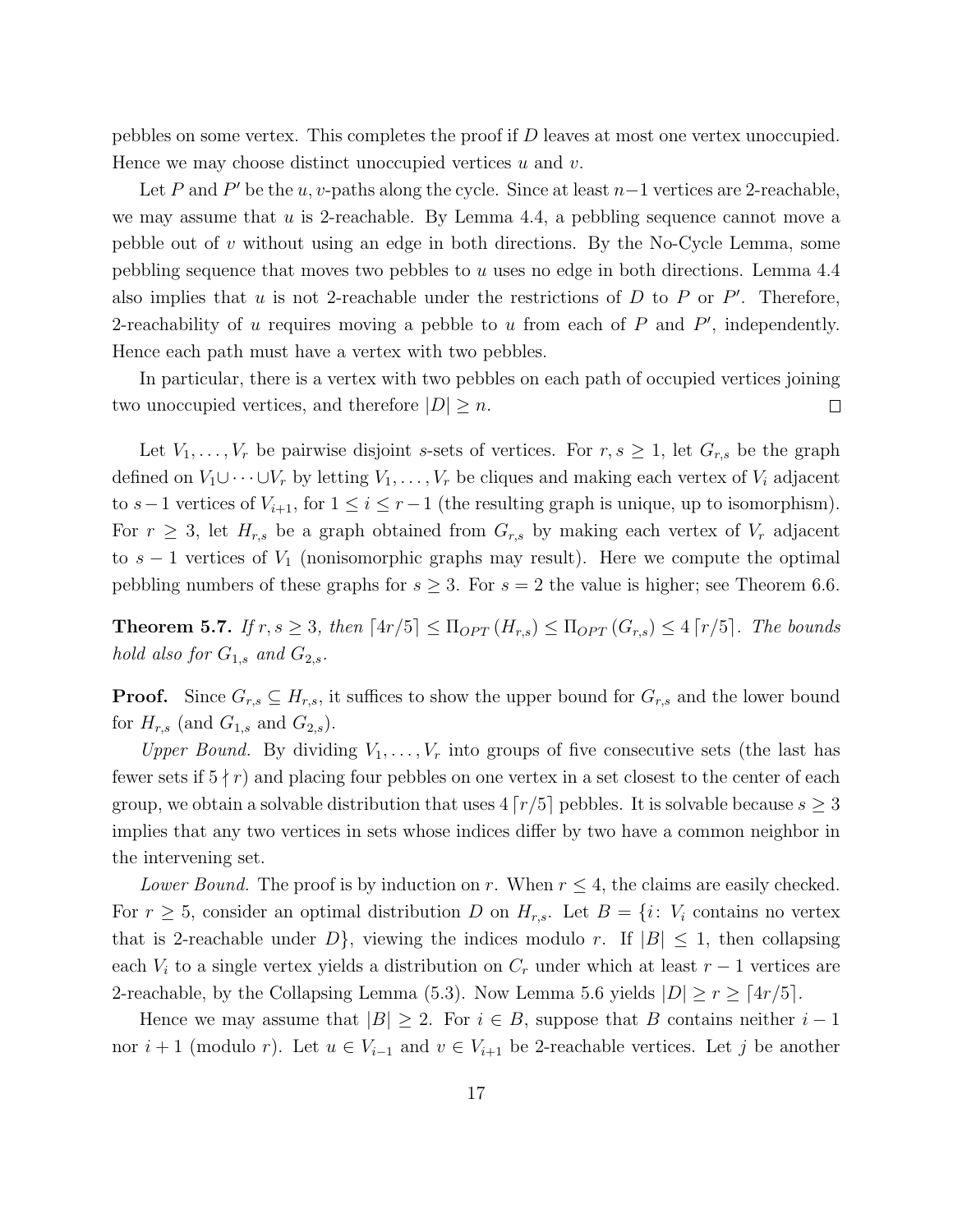pebbles on some vertex. This completes the proof if $D$ leaves at most one vertex unoccupied. Hence we may choose distinct unoccupied vertices $u$ and $v$.

Let $P$ and $P'$ be the $u,v$-paths along the cycle. Since at least $n-1$ vertices are 2-reachable, we may assume that $u$ is 2-reachable. By Lemma 4.4, a pebbling sequence cannot move a pebble out of $v$ without using an edge in both directions. By the No-Cycle Lemma, some pebbling sequence that moves two pebbles to $u$ uses no edge in both directions. Lemma 4.4 also implies that $u$ is not 2-reachable under the restrictions of $D$ to $P$ or $P'$. Therefore, 2-reachability of $u$ requires moving a pebble to $u$ from each of $P$ and $P'$, independently. Hence each path must have a vertex with two pebbles.

In particular, there is a vertex with two pebbles on each path of occupied vertices joining two unoccupied vertices, and therefore $|D| \geq n$. □

Let $V_1, \ldots, V_r$ be pairwise disjoint $s$-sets of vertices. For $r, s \geq 1$, let $G_{r,s}$ be the graph defined on $V_1 \cup \cdots \cup V_r$ by letting $V_1, \ldots, V_r$ be cliques and making each vertex of $V_i$ adjacent to $s-1$ vertices of $V_{i+1}$, for $1 \leq i \leq r-1$ (the resulting graph is unique, up to isomorphism). For $r \geq 3$, let $H_{r,s}$ be a graph obtained from $G_{r,s}$ by making each vertex of $V_r$ adjacent to $s-1$ vertices of $V_1$ (nonisomorphic graphs may result). Here we compute the optimal pebbling numbers of these graphs for $s \geq 3$. For $s = 2$ the value is higher; see Theorem 6.6.

**Theorem 5.7.** *If $r, s \geq 3$, then $\lceil 4r/5 \rceil \leq \Pi_{OPT}(H_{r,s}) \leq \Pi_{OPT}(G_{r,s}) \leq 4\lceil r/5 \rceil$. The bounds hold also for $G_{1,s}$ and $G_{2,s}$.*

**Proof.** Since $G_{r,s} \subseteq H_{r,s}$, it suffices to show the upper bound for $G_{r,s}$ and the lower bound for $H_{r,s}$ (and $G_{1,s}$ and $G_{2,s}$).

*Upper Bound.* By dividing $V_1, \ldots, V_r$ into groups of five consecutive sets (the last has fewer sets if $5 \nmid r$) and placing four pebbles on one vertex in a set closest to the center of each group, we obtain a solvable distribution that uses $4\lceil r/5 \rceil$ pebbles. It is solvable because $s \geq 3$ implies that any two vertices in sets whose indices differ by two have a common neighbor in the intervening set.

*Lower Bound.* The proof is by induction on $r$. When $r \leq 4$, the claims are easily checked. For $r \geq 5$, consider an optimal distribution $D$ on $H_{r,s}$. Let $B = \{i\colon V_i \text{ contains no vertex that is 2-reachable under } D\}$, viewing the indices modulo $r$. If $|B| \leq 1$, then collapsing each $V_i$ to a single vertex yields a distribution on $C_r$ under which at least $r-1$ vertices are 2-reachable, by the Collapsing Lemma (5.3). Now Lemma 5.6 yields $|D| \geq r \geq \lceil 4r/5 \rceil$.

Hence we may assume that $|B| \geq 2$. For $i \in B$, suppose that $B$ contains neither $i-1$ nor $i+1$ (modulo $r$). Let $u \in V_{i-1}$ and $v \in V_{i+1}$ be 2-reachable vertices. Let $j$ be another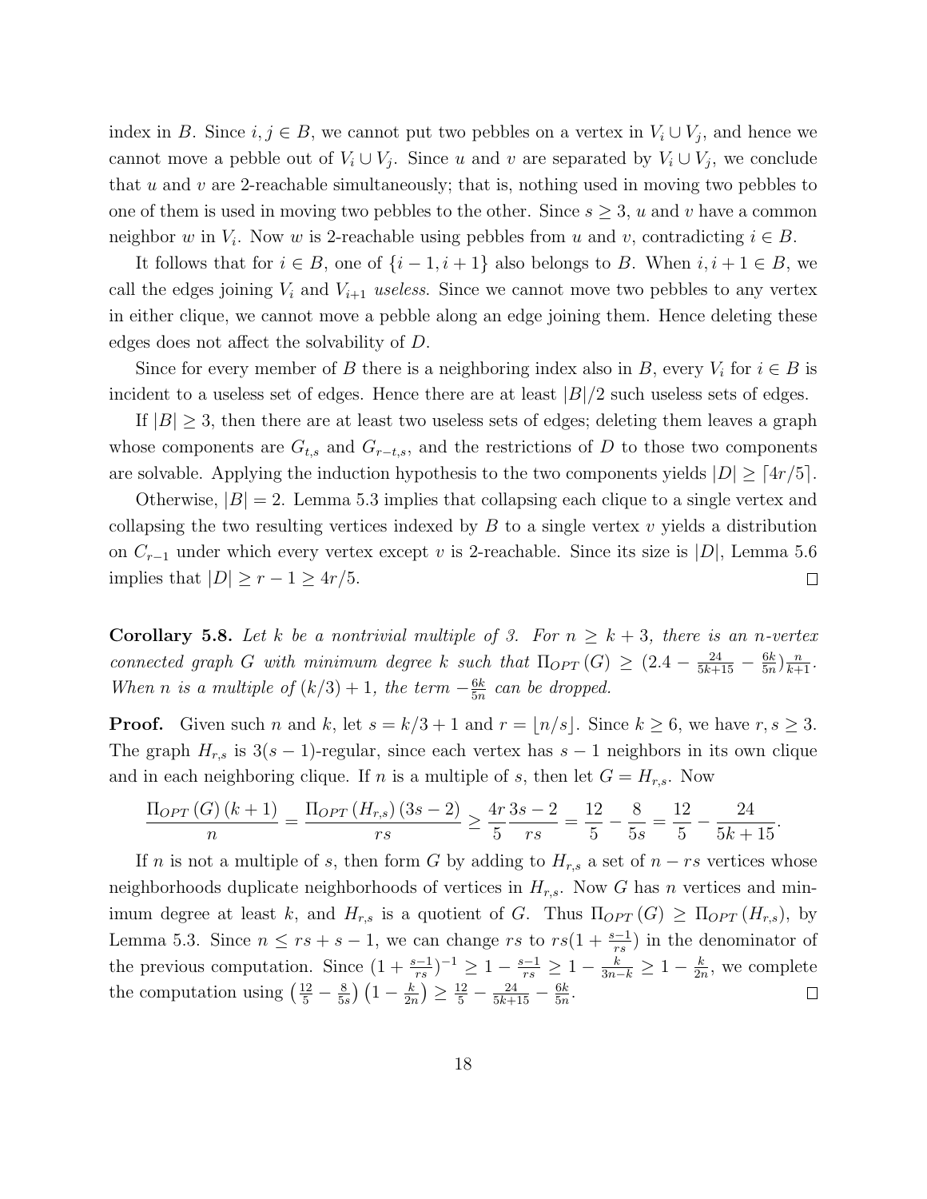index in $B$. Since $i, j \in B$, we cannot put two pebbles on a vertex in $V_i \cup V_j$, and hence we cannot move a pebble out of $V_i \cup V_j$. Since $u$ and $v$ are separated by $V_i \cup V_j$, we conclude that $u$ and $v$ are 2-reachable simultaneously; that is, nothing used in moving two pebbles to one of them is used in moving two pebbles to the other. Since $s \geq 3$, $u$ and $v$ have a common neighbor $w$ in $V_i$. Now $w$ is 2-reachable using pebbles from $u$ and $v$, contradicting $i \in B$.

It follows that for $i \in B$, one of $\{i-1, i+1\}$ also belongs to $B$. When $i, i+1 \in B$, we call the edges joining $V_i$ and $V_{i+1}$ *useless*. Since we cannot move two pebbles to any vertex in either clique, we cannot move a pebble along an edge joining them. Hence deleting these edges does not affect the solvability of $D$.

Since for every member of $B$ there is a neighboring index also in $B$, every $V_i$ for $i \in B$ is incident to a useless set of edges. Hence there are at least $|B|/2$ such useless sets of edges.

If $|B| \geq 3$, then there are at least two useless sets of edges; deleting them leaves a graph whose components are $G_{t,s}$ and $G_{r-t,s}$, and the restrictions of $D$ to those two components are solvable. Applying the induction hypothesis to the two components yields $|D| \geq \lceil 4r/5 \rceil$.

Otherwise, $|B| = 2$. Lemma 5.3 implies that collapsing each clique to a single vertex and collapsing the two resulting vertices indexed by $B$ to a single vertex $v$ yields a distribution on $C_{r-1}$ under which every vertex except $v$ is 2-reachable. Since its size is $|D|$, Lemma 5.6 implies that $|D| \geq r - 1 \geq 4r/5$. $\square$

**Corollary 5.8.** *Let $k$ be a nontrivial multiple of 3. For $n \geq k+3$, there is an $n$-vertex connected graph $G$ with minimum degree $k$ such that $\Pi_{OPT}(G) \geq (2.4 - \frac{24}{5k+15} - \frac{6k}{5n})\frac{n}{k+1}$. When $n$ is a multiple of $(k/3)+1$, the term $-\frac{6k}{5n}$ can be dropped.*

**Proof.** Given such $n$ and $k$, let $s = k/3 + 1$ and $r = \lfloor n/s \rfloor$. Since $k \geq 6$, we have $r, s \geq 3$. The graph $H_{r,s}$ is $3(s-1)$-regular, since each vertex has $s-1$ neighbors in its own clique and in each neighboring clique. If $n$ is a multiple of $s$, then let $G = H_{r,s}$. Now

$$\frac{\Pi_{OPT}(G)(k+1)}{n} = \frac{\Pi_{OPT}(H_{r,s})(3s-2)}{rs} \geq \frac{4r}{5}\frac{3s-2}{rs} = \frac{12}{5} - \frac{8}{5s} = \frac{12}{5} - \frac{24}{5k+15}.$$

If $n$ is not a multiple of $s$, then form $G$ by adding to $H_{r,s}$ a set of $n - rs$ vertices whose neighborhoods duplicate neighborhoods of vertices in $H_{r,s}$. Now $G$ has $n$ vertices and minimum degree at least $k$, and $H_{r,s}$ is a quotient of $G$. Thus $\Pi_{OPT}(G) \geq \Pi_{OPT}(H_{r,s})$, by Lemma 5.3. Since $n \leq rs + s - 1$, we can change $rs$ to $rs(1 + \frac{s-1}{rs})$ in the denominator of the previous computation. Since $(1 + \frac{s-1}{rs})^{-1} \geq 1 - \frac{s-1}{rs} \geq 1 - \frac{k}{3n-k} \geq 1 - \frac{k}{2n}$, we complete the computation using $\left(\frac{12}{5} - \frac{8}{5s}\right)\left(1 - \frac{k}{2n}\right) \geq \frac{12}{5} - \frac{24}{5k+15} - \frac{6k}{5n}$. $\square$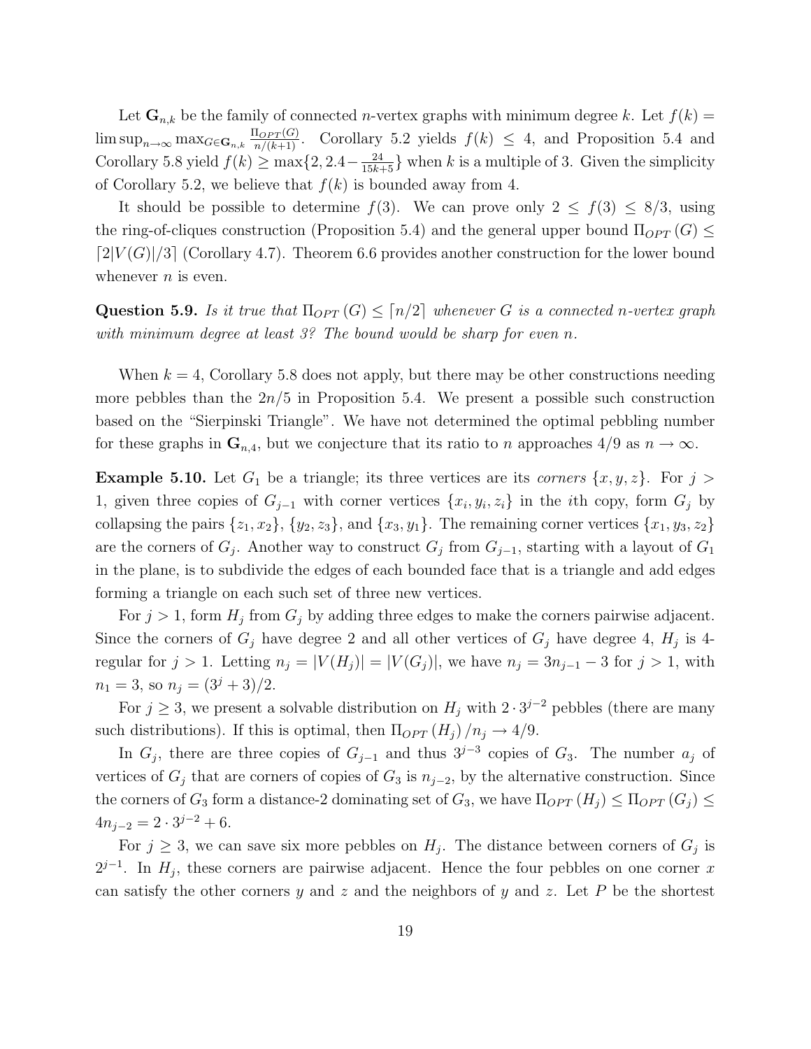Let $\mathbf{G}_{n,k}$ be the family of connected $n$-vertex graphs with minimum degree $k$. Let $f(k) = \limsup_{n\to\infty} \max_{G\in\mathbf{G}_{n,k}} \frac{\Pi_{OPT}(G)}{n/(k+1)}$. Corollary 5.2 yields $f(k) \le 4$, and Proposition 5.4 and Corollary 5.8 yield $f(k) \ge \max\{2, 2.4 - \frac{24}{15k+5}\}$ when $k$ is a multiple of 3. Given the simplicity of Corollary 5.2, we believe that $f(k)$ is bounded away from 4.

It should be possible to determine $f(3)$. We can prove only $2 \le f(3) \le 8/3$, using the ring-of-cliques construction (Proposition 5.4) and the general upper bound $\Pi_{OPT}(G) \le \lceil 2|V(G)|/3 \rceil$ (Corollary 4.7). Theorem 6.6 provides another construction for the lower bound whenever $n$ is even.

**Question 5.9.** *Is it true that $\Pi_{OPT}(G) \le \lceil n/2 \rceil$ whenever $G$ is a connected $n$-vertex graph with minimum degree at least 3? The bound would be sharp for even $n$.*

When $k = 4$, Corollary 5.8 does not apply, but there may be other constructions needing more pebbles than the $2n/5$ in Proposition 5.4. We present a possible such construction based on the "Sierpinski Triangle". We have not determined the optimal pebbling number for these graphs in $\mathbf{G}_{n,4}$, but we conjecture that its ratio to $n$ approaches $4/9$ as $n \to \infty$.

**Example 5.10.** Let $G_1$ be a triangle; its three vertices are its *corners* $\{x, y, z\}$. For $j > 1$, given three copies of $G_{j-1}$ with corner vertices $\{x_i, y_i, z_i\}$ in the $i$th copy, form $G_j$ by collapsing the pairs $\{z_1, x_2\}$, $\{y_2, z_3\}$, and $\{x_3, y_1\}$. The remaining corner vertices $\{x_1, y_3, z_2\}$ are the corners of $G_j$. Another way to construct $G_j$ from $G_{j-1}$, starting with a layout of $G_1$ in the plane, is to subdivide the edges of each bounded face that is a triangle and add edges forming a triangle on each such set of three new vertices.

For $j > 1$, form $H_j$ from $G_j$ by adding three edges to make the corners pairwise adjacent. Since the corners of $G_j$ have degree 2 and all other vertices of $G_j$ have degree 4, $H_j$ is 4-regular for $j > 1$. Letting $n_j = |V(H_j)| = |V(G_j)|$, we have $n_j = 3n_{j-1} - 3$ for $j > 1$, with $n_1 = 3$, so $n_j = (3^j + 3)/2$.

For $j \ge 3$, we present a solvable distribution on $H_j$ with $2 \cdot 3^{j-2}$ pebbles (there are many such distributions). If this is optimal, then $\Pi_{OPT}(H_j)/n_j \to 4/9$.

In $G_j$, there are three copies of $G_{j-1}$ and thus $3^{j-3}$ copies of $G_3$. The number $a_j$ of vertices of $G_j$ that are corners of copies of $G_3$ is $n_{j-2}$, by the alternative construction. Since the corners of $G_3$ form a distance-2 dominating set of $G_3$, we have $\Pi_{OPT}(H_j) \le \Pi_{OPT}(G_j) \le 4n_{j-2} = 2 \cdot 3^{j-2} + 6$.

For $j \ge 3$, we can save six more pebbles on $H_j$. The distance between corners of $G_j$ is $2^{j-1}$. In $H_j$, these corners are pairwise adjacent. Hence the four pebbles on one corner $x$ can satisfy the other corners $y$ and $z$ and the neighbors of $y$ and $z$. Let $P$ be the shortest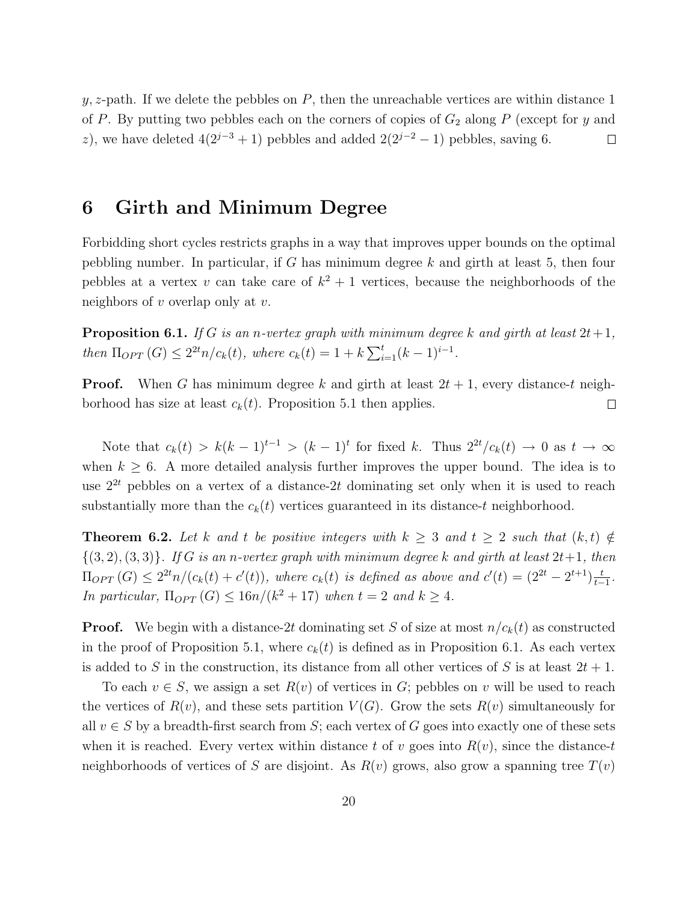$y, z$-path. If we delete the pebbles on $P$, then the unreachable vertices are within distance 1 of $P$. By putting two pebbles each on the corners of copies of $G_2$ along $P$ (except for $y$ and $z$), we have deleted $4(2^{j-3}+1)$ pebbles and added $2(2^{j-2}-1)$ pebbles, saving 6. $\square$

# 6 Girth and Minimum Degree

Forbidding short cycles restricts graphs in a way that improves upper bounds on the optimal pebbling number. In particular, if $G$ has minimum degree $k$ and girth at least 5, then four pebbles at a vertex $v$ can take care of $k^2+1$ vertices, because the neighborhoods of the neighbors of $v$ overlap only at $v$.

**Proposition 6.1.** *If $G$ is an $n$-vertex graph with minimum degree $k$ and girth at least $2t+1$, then $\Pi_{OPT}(G) \le 2^{2t}n/c_k(t)$, where $c_k(t) = 1 + k\sum_{i=1}^{t}(k-1)^{i-1}$.*

**Proof.** When $G$ has minimum degree $k$ and girth at least $2t+1$, every distance-$t$ neighborhood has size at least $c_k(t)$. Proposition 5.1 then applies. $\square$

Note that $c_k(t) > k(k-1)^{t-1} > (k-1)^t$ for fixed $k$. Thus $2^{2t}/c_k(t) \to 0$ as $t \to \infty$ when $k \ge 6$. A more detailed analysis further improves the upper bound. The idea is to use $2^{2t}$ pebbles on a vertex of a distance-$2t$ dominating set only when it is used to reach substantially more than the $c_k(t)$ vertices guaranteed in its distance-$t$ neighborhood.

**Theorem 6.2.** *Let $k$ and $t$ be positive integers with $k \ge 3$ and $t \ge 2$ such that $(k,t) \notin \{(3,2),(3,3)\}$. If $G$ is an $n$-vertex graph with minimum degree $k$ and girth at least $2t+1$, then $\Pi_{OPT}(G) \le 2^{2t}n/(c_k(t)+c'(t))$, where $c_k(t)$ is defined as above and $c'(t) = (2^{2t}-2^{t+1})\frac{t}{t-1}$. In particular, $\Pi_{OPT}(G) \le 16n/(k^2+17)$ when $t=2$ and $k \ge 4$.*

**Proof.** We begin with a distance-$2t$ dominating set $S$ of size at most $n/c_k(t)$ as constructed in the proof of Proposition 5.1, where $c_k(t)$ is defined as in Proposition 6.1. As each vertex is added to $S$ in the construction, its distance from all other vertices of $S$ is at least $2t+1$.

To each $v \in S$, we assign a set $R(v)$ of vertices in $G$; pebbles on $v$ will be used to reach the vertices of $R(v)$, and these sets partition $V(G)$. Grow the sets $R(v)$ simultaneously for all $v \in S$ by a breadth-first search from $S$; each vertex of $G$ goes into exactly one of these sets when it is reached. Every vertex within distance $t$ of $v$ goes into $R(v)$, since the distance-$t$ neighborhoods of vertices of $S$ are disjoint. As $R(v)$ grows, also grow a spanning tree $T(v)$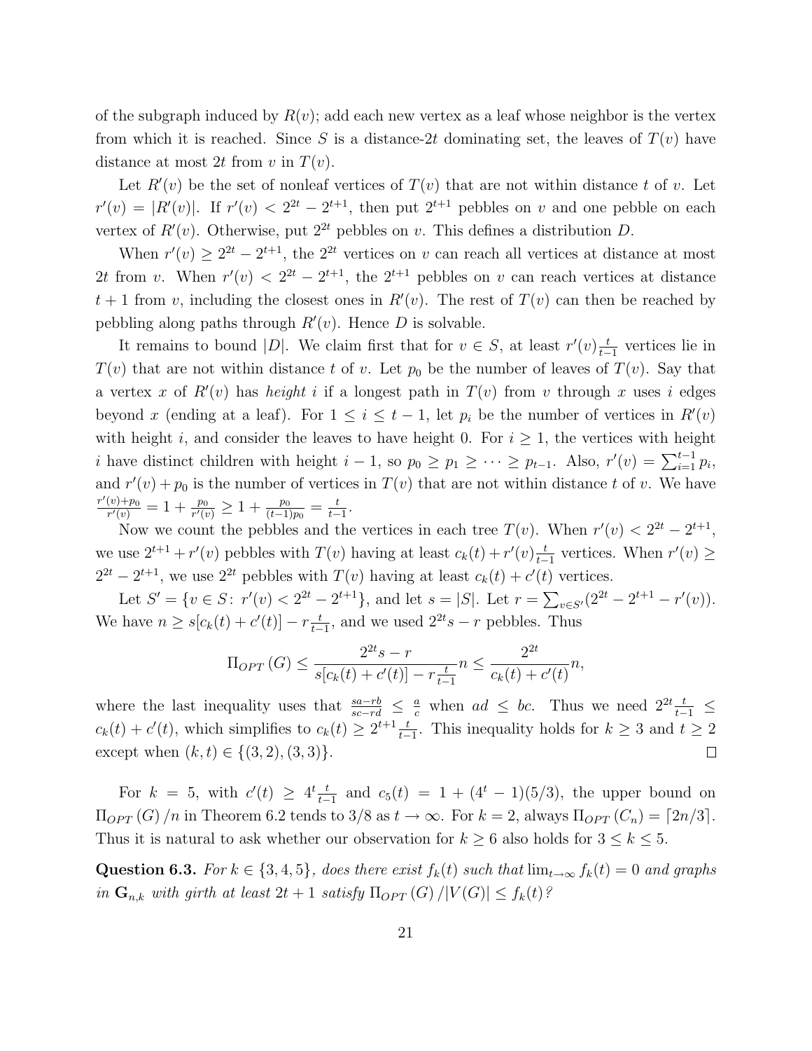of the subgraph induced by $R(v)$; add each new vertex as a leaf whose neighbor is the vertex from which it is reached. Since $S$ is a distance-$2t$ dominating set, the leaves of $T(v)$ have distance at most $2t$ from $v$ in $T(v)$.

Let $R'(v)$ be the set of nonleaf vertices of $T(v)$ that are not within distance $t$ of $v$. Let $r'(v) = |R'(v)|$. If $r'(v) < 2^{2t} - 2^{t+1}$, then put $2^{t+1}$ pebbles on $v$ and one pebble on each vertex of $R'(v)$. Otherwise, put $2^{2t}$ pebbles on $v$. This defines a distribution $D$.

When $r'(v) \geq 2^{2t} - 2^{t+1}$, the $2^{2t}$ vertices on $v$ can reach all vertices at distance at most $2t$ from $v$. When $r'(v) < 2^{2t} - 2^{t+1}$, the $2^{t+1}$ pebbles on $v$ can reach vertices at distance $t+1$ from $v$, including the closest ones in $R'(v)$. The rest of $T(v)$ can then be reached by pebbling along paths through $R'(v)$. Hence $D$ is solvable.

It remains to bound $|D|$. We claim first that for $v \in S$, at least $r'(v)\frac{t}{t-1}$ vertices lie in $T(v)$ that are not within distance $t$ of $v$. Let $p_0$ be the number of leaves of $T(v)$. Say that a vertex $x$ of $R'(v)$ has *height* $i$ if a longest path in $T(v)$ from $v$ through $x$ uses $i$ edges beyond $x$ (ending at a leaf). For $1 \leq i \leq t-1$, let $p_i$ be the number of vertices in $R'(v)$ with height $i$, and consider the leaves to have height 0. For $i \geq 1$, the vertices with height $i$ have distinct children with height $i-1$, so $p_0 \geq p_1 \geq \cdots \geq p_{t-1}$. Also, $r'(v) = \sum_{i=1}^{t-1} p_i$, and $r'(v) + p_0$ is the number of vertices in $T(v)$ that are not within distance $t$ of $v$. We have $\frac{r'(v)+p_0}{r'(v)} = 1 + \frac{p_0}{r'(v)} \geq 1 + \frac{p_0}{(t-1)p_0} = \frac{t}{t-1}$.

Now we count the pebbles and the vertices in each tree $T(v)$. When $r'(v) < 2^{2t} - 2^{t+1}$, we use $2^{t+1} + r'(v)$ pebbles with $T(v)$ having at least $c_k(t) + r'(v)\frac{t}{t-1}$ vertices. When $r'(v) \geq 2^{2t} - 2^{t+1}$, we use $2^{2t}$ pebbles with $T(v)$ having at least $c_k(t) + c'(t)$ vertices.

Let $S' = \{v \in S \colon r'(v) < 2^{2t} - 2^{t+1}\}$, and let $s = |S|$. Let $r = \sum_{v \in S'}(2^{2t} - 2^{t+1} - r'(v))$. We have $n \geq s[c_k(t) + c'(t)] - r\frac{t}{t-1}$, and we used $2^{2t}s - r$ pebbles. Thus

$$\Pi_{OPT}(G) \leq \frac{2^{2t}s - r}{s[c_k(t) + c'(t)] - r\frac{t}{t-1}} n \leq \frac{2^{2t}}{c_k(t) + c'(t)} n,$$

where the last inequality uses that $\frac{sa-rb}{sc-rd} \leq \frac{a}{c}$ when $ad \leq bc$. Thus we need $2^{2t}\frac{t}{t-1} \leq c_k(t) + c'(t)$, which simplifies to $c_k(t) \geq 2^{t+1}\frac{t}{t-1}$. This inequality holds for $k \geq 3$ and $t \geq 2$ except when $(k,t) \in \{(3,2),(3,3)\}$. □

For $k = 5$, with $c'(t) \geq 4^t\frac{t}{t-1}$ and $c_5(t) = 1 + (4^t - 1)(5/3)$, the upper bound on $\Pi_{OPT}(G)/n$ in Theorem 6.2 tends to $3/8$ as $t \to \infty$. For $k = 2$, always $\Pi_{OPT}(C_n) = \lceil 2n/3 \rceil$. Thus it is natural to ask whether our observation for $k \geq 6$ also holds for $3 \leq k \leq 5$.

**Question 6.3.** *For $k \in \{3,4,5\}$, does there exist $f_k(t)$ such that $\lim_{t\to\infty} f_k(t) = 0$ and graphs in $\mathbf{G}_{n,k}$ with girth at least $2t+1$ satisfy $\Pi_{OPT}(G)/|V(G)| \leq f_k(t)$?*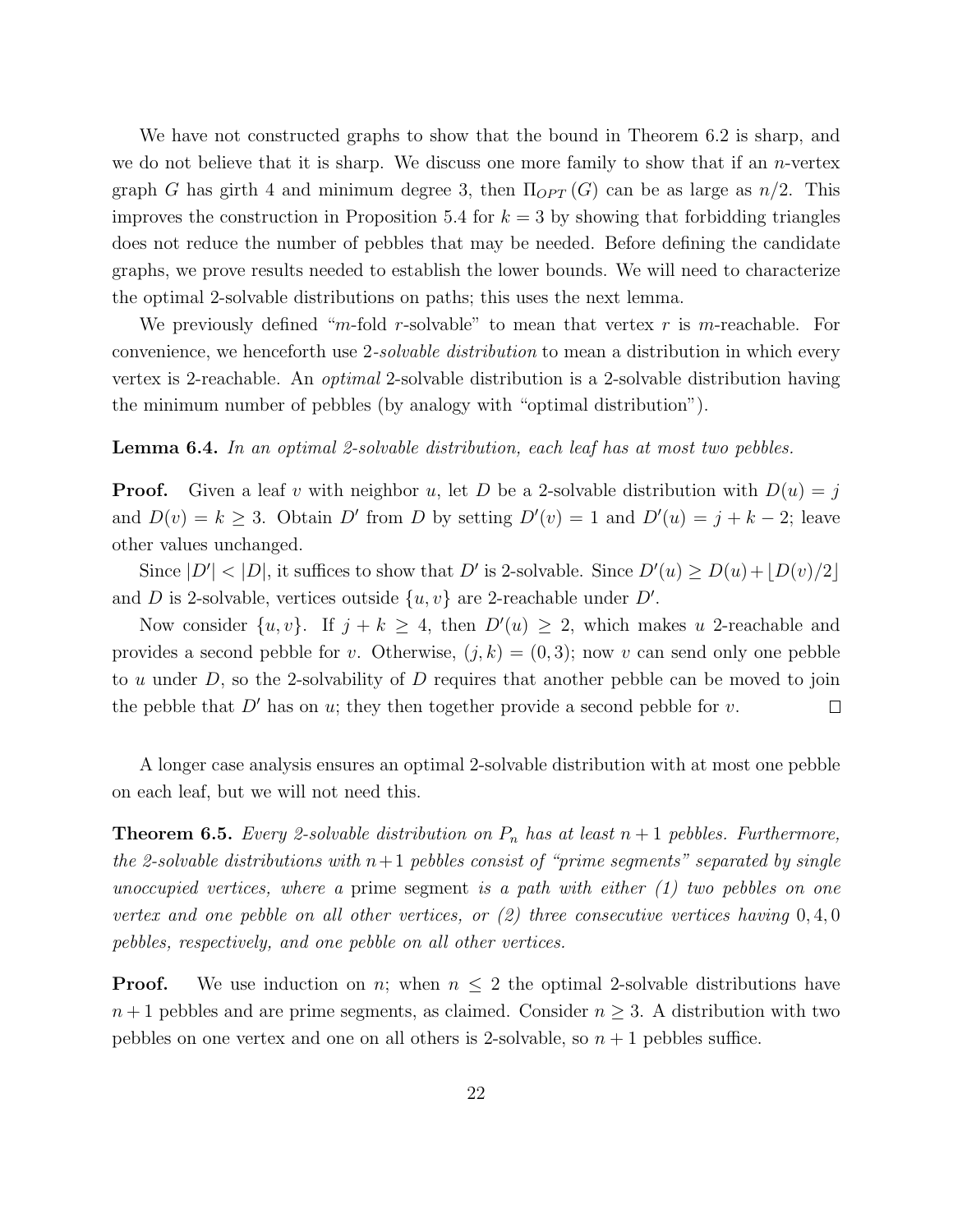We have not constructed graphs to show that the bound in Theorem 6.2 is sharp, and we do not believe that it is sharp. We discuss one more family to show that if an $n$-vertex graph $G$ has girth 4 and minimum degree 3, then $\Pi_{OPT}(G)$ can be as large as $n/2$. This improves the construction in Proposition 5.4 for $k=3$ by showing that forbidding triangles does not reduce the number of pebbles that may be needed. Before defining the candidate graphs, we prove results needed to establish the lower bounds. We will need to characterize the optimal 2-solvable distributions on paths; this uses the next lemma.

We previously defined "$m$-fold $r$-solvable" to mean that vertex $r$ is $m$-reachable. For convenience, we henceforth use 2-*solvable distribution* to mean a distribution in which every vertex is 2-reachable. An *optimal* 2-solvable distribution is a 2-solvable distribution having the minimum number of pebbles (by analogy with "optimal distribution").

**Lemma 6.4.** *In an optimal 2-solvable distribution, each leaf has at most two pebbles.*

**Proof.** Given a leaf $v$ with neighbor $u$, let $D$ be a 2-solvable distribution with $D(u)=j$ and $D(v)=k\geq 3$. Obtain $D'$ from $D$ by setting $D'(v)=1$ and $D'(u)=j+k-2$; leave other values unchanged.

Since $|D'|<|D|$, it suffices to show that $D'$ is 2-solvable. Since $D'(u)\geq D(u)+\lfloor D(v)/2\rfloor$ and $D$ is 2-solvable, vertices outside $\{u,v\}$ are 2-reachable under $D'$.

Now consider $\{u,v\}$. If $j+k\geq 4$, then $D'(u)\geq 2$, which makes $u$ 2-reachable and provides a second pebble for $v$. Otherwise, $(j,k)=(0,3)$; now $v$ can send only one pebble to $u$ under $D$, so the 2-solvability of $D$ requires that another pebble can be moved to join the pebble that $D'$ has on $u$; they then together provide a second pebble for $v$. $\square$

A longer case analysis ensures an optimal 2-solvable distribution with at most one pebble on each leaf, but we will not need this.

**Theorem 6.5.** *Every 2-solvable distribution on $P_n$ has at least $n+1$ pebbles. Furthermore, the 2-solvable distributions with $n+1$ pebbles consist of "prime segments" separated by single unoccupied vertices, where a* prime segment *is a path with either (1) two pebbles on one vertex and one pebble on all other vertices, or (2) three consecutive vertices having $0,4,0$ pebbles, respectively, and one pebble on all other vertices.*

**Proof.** We use induction on $n$; when $n\leq 2$ the optimal 2-solvable distributions have $n+1$ pebbles and are prime segments, as claimed. Consider $n\geq 3$. A distribution with two pebbles on one vertex and one on all others is 2-solvable, so $n+1$ pebbles suffice.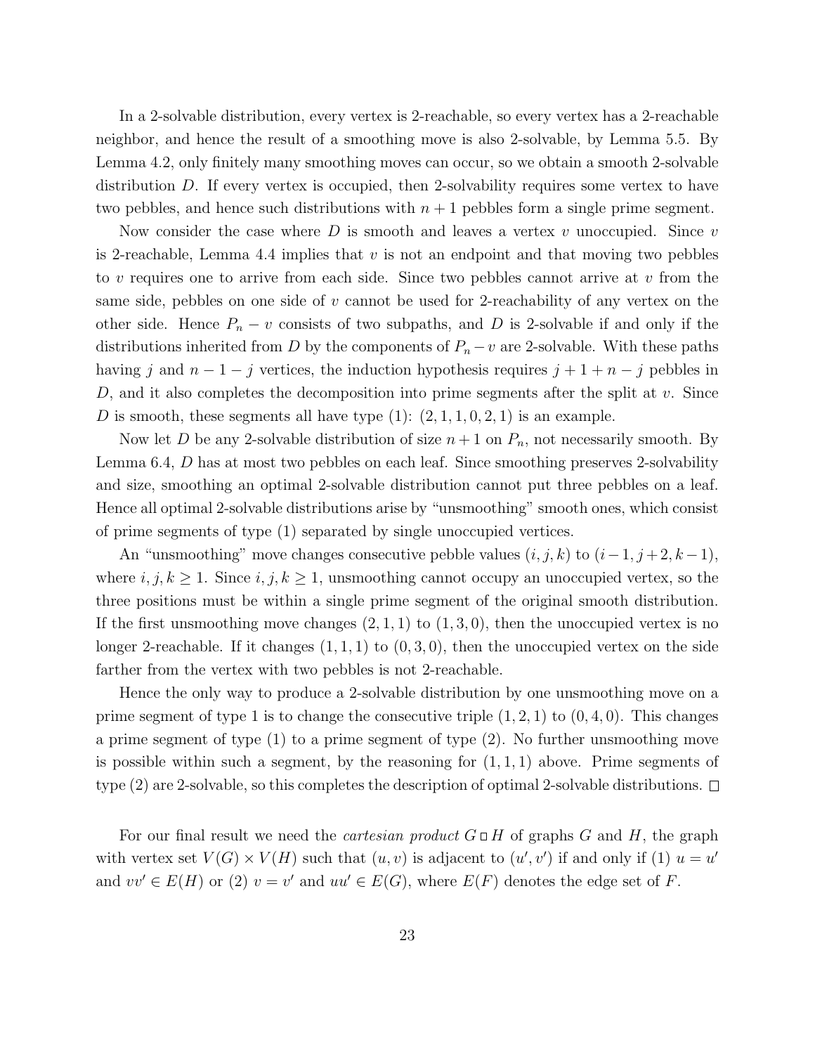In a 2-solvable distribution, every vertex is 2-reachable, so every vertex has a 2-reachable neighbor, and hence the result of a smoothing move is also 2-solvable, by Lemma 5.5. By Lemma 4.2, only finitely many smoothing moves can occur, so we obtain a smooth 2-solvable distribution $D$. If every vertex is occupied, then 2-solvability requires some vertex to have two pebbles, and hence such distributions with $n+1$ pebbles form a single prime segment.

Now consider the case where $D$ is smooth and leaves a vertex $v$ unoccupied. Since $v$ is 2-reachable, Lemma 4.4 implies that $v$ is not an endpoint and that moving two pebbles to $v$ requires one to arrive from each side. Since two pebbles cannot arrive at $v$ from the same side, pebbles on one side of $v$ cannot be used for 2-reachability of any vertex on the other side. Hence $P_n - v$ consists of two subpaths, and $D$ is 2-solvable if and only if the distributions inherited from $D$ by the components of $P_n - v$ are 2-solvable. With these paths having $j$ and $n-1-j$ vertices, the induction hypothesis requires $j+1+n-j$ pebbles in $D$, and it also completes the decomposition into prime segments after the split at $v$. Since $D$ is smooth, these segments all have type (1): $(2,1,1,0,2,1)$ is an example.

Now let $D$ be any 2-solvable distribution of size $n+1$ on $P_n$, not necessarily smooth. By Lemma 6.4, $D$ has at most two pebbles on each leaf. Since smoothing preserves 2-solvability and size, smoothing an optimal 2-solvable distribution cannot put three pebbles on a leaf. Hence all optimal 2-solvable distributions arise by "unsmoothing" smooth ones, which consist of prime segments of type (1) separated by single unoccupied vertices.

An "unsmoothing" move changes consecutive pebble values $(i,j,k)$ to $(i-1,j+2,k-1)$, where $i,j,k \geq 1$. Since $i,j,k \geq 1$, unsmoothing cannot occupy an unoccupied vertex, so the three positions must be within a single prime segment of the original smooth distribution. If the first unsmoothing move changes $(2,1,1)$ to $(1,3,0)$, then the unoccupied vertex is no longer 2-reachable. If it changes $(1,1,1)$ to $(0,3,0)$, then the unoccupied vertex on the side farther from the vertex with two pebbles is not 2-reachable.

Hence the only way to produce a 2-solvable distribution by one unsmoothing move on a prime segment of type 1 is to change the consecutive triple $(1,2,1)$ to $(0,4,0)$. This changes a prime segment of type (1) to a prime segment of type (2). No further unsmoothing move is possible within such a segment, by the reasoning for $(1,1,1)$ above. Prime segments of type (2) are 2-solvable, so this completes the description of optimal 2-solvable distributions. □

For our final result we need the *cartesian product* $G \,\square\, H$ of graphs $G$ and $H$, the graph with vertex set $V(G) \times V(H)$ such that $(u,v)$ is adjacent to $(u',v')$ if and only if (1) $u = u'$ and $vv' \in E(H)$ or (2) $v = v'$ and $uu' \in E(G)$, where $E(F)$ denotes the edge set of $F$.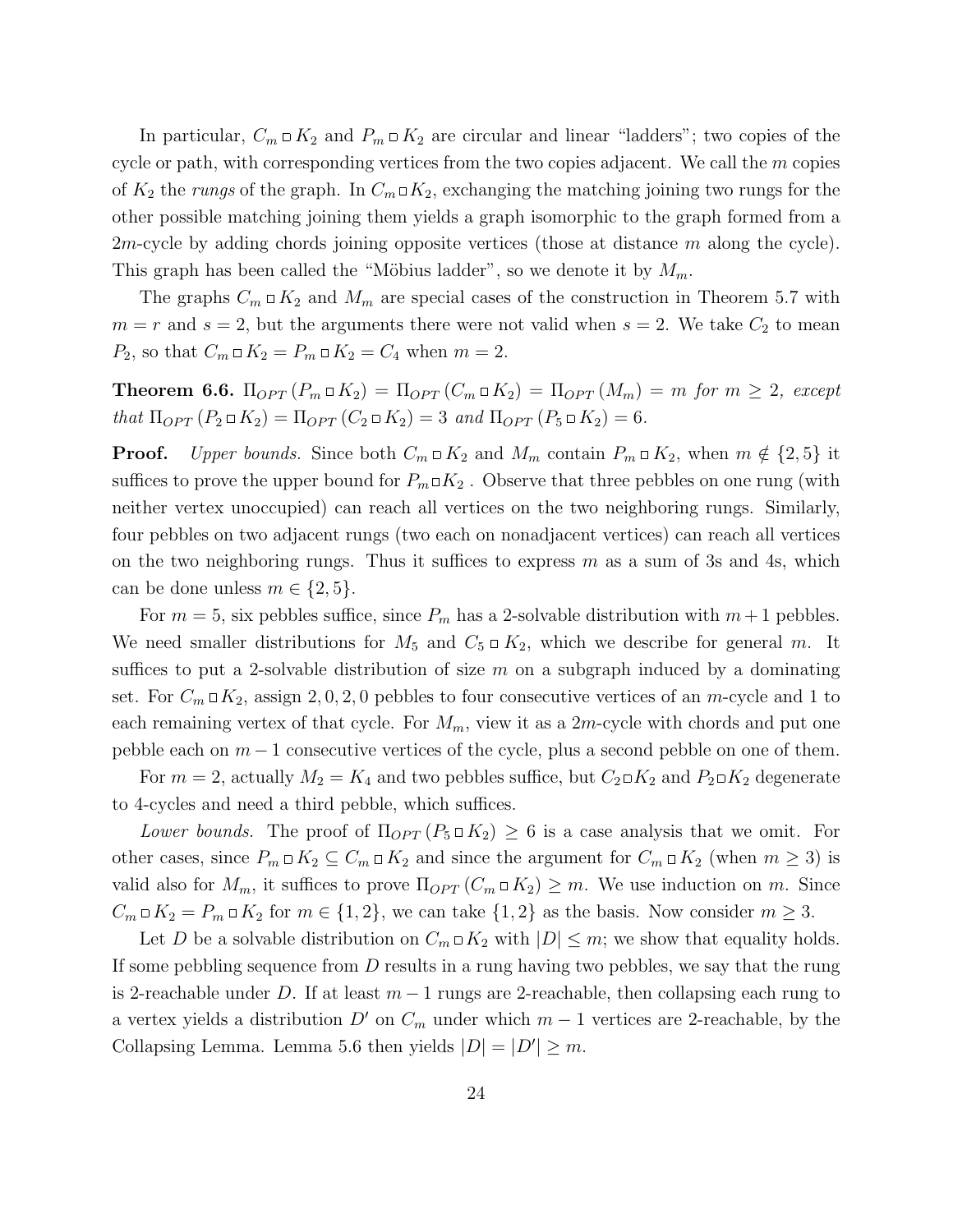In particular, $C_m \,\square\, K_2$ and $P_m \,\square\, K_2$ are circular and linear "ladders"; two copies of the cycle or path, with corresponding vertices from the two copies adjacent. We call the $m$ copies of $K_2$ the *rungs* of the graph. In $C_m \,\square\, K_2$, exchanging the matching joining two rungs for the other possible matching joining them yields a graph isomorphic to the graph formed from a $2m$-cycle by adding chords joining opposite vertices (those at distance $m$ along the cycle). This graph has been called the "Möbius ladder", so we denote it by $M_m$.

The graphs $C_m \,\square\, K_2$ and $M_m$ are special cases of the construction in Theorem 5.7 with $m = r$ and $s = 2$, but the arguments there were not valid when $s = 2$. We take $C_2$ to mean $P_2$, so that $C_m \,\square\, K_2 = P_m \,\square\, K_2 = C_4$ when $m = 2$.

**Theorem 6.6.** *$\Pi_{OPT}(P_m \,\square\, K_2) = \Pi_{OPT}(C_m \,\square\, K_2) = \Pi_{OPT}(M_m) = m$ for $m \geq 2$, except that $\Pi_{OPT}(P_2 \,\square\, K_2) = \Pi_{OPT}(C_2 \,\square\, K_2) = 3$ and $\Pi_{OPT}(P_5 \,\square\, K_2) = 6$.*

**Proof.** *Upper bounds.* Since both $C_m \,\square\, K_2$ and $M_m$ contain $P_m \,\square\, K_2$, when $m \notin \{2, 5\}$ it suffices to prove the upper bound for $P_m \,\square\, K_2$ . Observe that three pebbles on one rung (with neither vertex unoccupied) can reach all vertices on the two neighboring rungs. Similarly, four pebbles on two adjacent rungs (two each on nonadjacent vertices) can reach all vertices on the two neighboring rungs. Thus it suffices to express $m$ as a sum of 3s and 4s, which can be done unless $m \in \{2, 5\}$.

For $m = 5$, six pebbles suffice, since $P_m$ has a 2-solvable distribution with $m+1$ pebbles. We need smaller distributions for $M_5$ and $C_5 \,\square\, K_2$, which we describe for general $m$. It suffices to put a 2-solvable distribution of size $m$ on a subgraph induced by a dominating set. For $C_m \,\square\, K_2$, assign $2, 0, 2, 0$ pebbles to four consecutive vertices of an $m$-cycle and 1 to each remaining vertex of that cycle. For $M_m$, view it as a $2m$-cycle with chords and put one pebble each on $m - 1$ consecutive vertices of the cycle, plus a second pebble on one of them.

For $m = 2$, actually $M_2 = K_4$ and two pebbles suffice, but $C_2 \,\square\, K_2$ and $P_2 \,\square\, K_2$ degenerate to 4-cycles and need a third pebble, which suffices.

*Lower bounds.* The proof of $\Pi_{OPT}(P_5 \,\square\, K_2) \geq 6$ is a case analysis that we omit. For other cases, since $P_m \,\square\, K_2 \subseteq C_m \,\square\, K_2$ and since the argument for $C_m \,\square\, K_2$ (when $m \geq 3$) is valid also for $M_m$, it suffices to prove $\Pi_{OPT}(C_m \,\square\, K_2) \geq m$. We use induction on $m$. Since $C_m \,\square\, K_2 = P_m \,\square\, K_2$ for $m \in \{1, 2\}$, we can take $\{1, 2\}$ as the basis. Now consider $m \geq 3$.

Let $D$ be a solvable distribution on $C_m \,\square\, K_2$ with $|D| \leq m$; we show that equality holds. If some pebbling sequence from $D$ results in a rung having two pebbles, we say that the rung is 2-reachable under $D$. If at least $m - 1$ rungs are 2-reachable, then collapsing each rung to a vertex yields a distribution $D'$ on $C_m$ under which $m - 1$ vertices are 2-reachable, by the Collapsing Lemma. Lemma 5.6 then yields $|D| = |D'| \geq m$.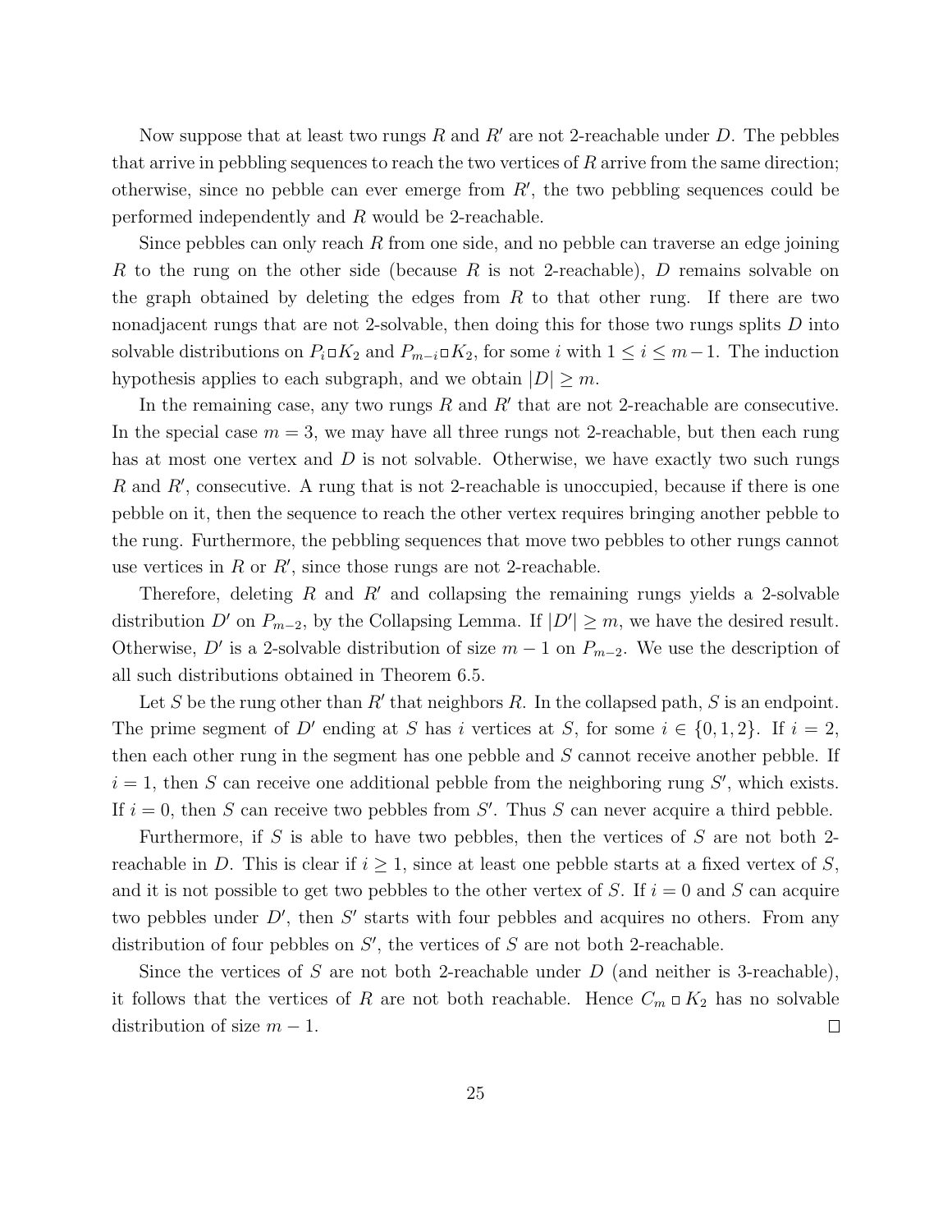Now suppose that at least two rungs $R$ and $R'$ are not 2-reachable under $D$. The pebbles that arrive in pebbling sequences to reach the two vertices of $R$ arrive from the same direction; otherwise, since no pebble can ever emerge from $R'$, the two pebbling sequences could be performed independently and $R$ would be 2-reachable.

Since pebbles can only reach $R$ from one side, and no pebble can traverse an edge joining $R$ to the rung on the other side (because $R$ is not 2-reachable), $D$ remains solvable on the graph obtained by deleting the edges from $R$ to that other rung. If there are two nonadjacent rungs that are not 2-solvable, then doing this for those two rungs splits $D$ into solvable distributions on $P_i \square K_2$ and $P_{m-i} \square K_2$, for some $i$ with $1 \le i \le m-1$. The induction hypothesis applies to each subgraph, and we obtain $|D| \ge m$.

In the remaining case, any two rungs $R$ and $R'$ that are not 2-reachable are consecutive. In the special case $m = 3$, we may have all three rungs not 2-reachable, but then each rung has at most one vertex and $D$ is not solvable. Otherwise, we have exactly two such rungs $R$ and $R'$, consecutive. A rung that is not 2-reachable is unoccupied, because if there is one pebble on it, then the sequence to reach the other vertex requires bringing another pebble to the rung. Furthermore, the pebbling sequences that move two pebbles to other rungs cannot use vertices in $R$ or $R'$, since those rungs are not 2-reachable.

Therefore, deleting $R$ and $R'$ and collapsing the remaining rungs yields a 2-solvable distribution $D'$ on $P_{m-2}$, by the Collapsing Lemma. If $|D'| \ge m$, we have the desired result. Otherwise, $D'$ is a 2-solvable distribution of size $m - 1$ on $P_{m-2}$. We use the description of all such distributions obtained in Theorem 6.5.

Let $S$ be the rung other than $R'$ that neighbors $R$. In the collapsed path, $S$ is an endpoint. The prime segment of $D'$ ending at $S$ has $i$ vertices at $S$, for some $i \in \{0, 1, 2\}$. If $i = 2$, then each other rung in the segment has one pebble and $S$ cannot receive another pebble. If $i = 1$, then $S$ can receive one additional pebble from the neighboring rung $S'$, which exists. If $i = 0$, then $S$ can receive two pebbles from $S'$. Thus $S$ can never acquire a third pebble.

Furthermore, if $S$ is able to have two pebbles, then the vertices of $S$ are not both 2-reachable in $D$. This is clear if $i \ge 1$, since at least one pebble starts at a fixed vertex of $S$, and it is not possible to get two pebbles to the other vertex of $S$. If $i = 0$ and $S$ can acquire two pebbles under $D'$, then $S'$ starts with four pebbles and acquires no others. From any distribution of four pebbles on $S'$, the vertices of $S$ are not both 2-reachable.

Since the vertices of $S$ are not both 2-reachable under $D$ (and neither is 3-reachable), it follows that the vertices of $R$ are not both reachable. Hence $C_m \square K_2$ has no solvable distribution of size $m - 1$. $\square$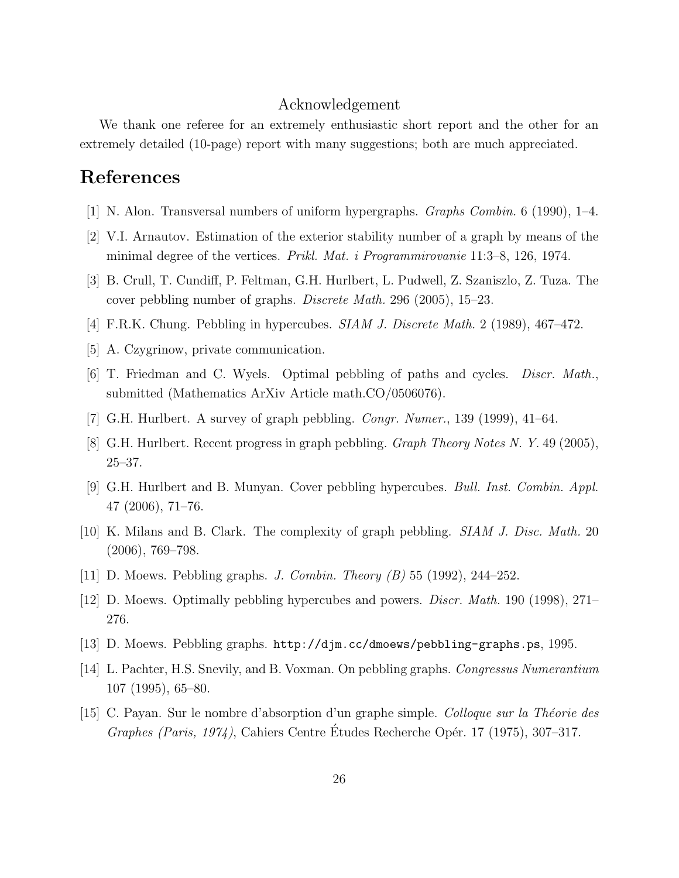### Acknowledgement

We thank one referee for an extremely enthusiastic short report and the other for an extremely detailed (10-page) report with many suggestions; both are much appreciated.

## References

[1] N. Alon. Transversal numbers of uniform hypergraphs. *Graphs Combin.* 6 (1990), 1–4.

[2] V.I. Arnautov. Estimation of the exterior stability number of a graph by means of the minimal degree of the vertices. *Prikl. Mat. i Programmirovanie* 11:3–8, 126, 1974.

[3] B. Crull, T. Cundiff, P. Feltman, G.H. Hurlbert, L. Pudwell, Z. Szaniszlo, Z. Tuza. The cover pebbling number of graphs. *Discrete Math.* 296 (2005), 15–23.

[4] F.R.K. Chung. Pebbling in hypercubes. *SIAM J. Discrete Math.* 2 (1989), 467–472.

[5] A. Czygrinow, private communication.

[6] T. Friedman and C. Wyels. Optimal pebbling of paths and cycles. *Discr. Math.*, submitted (Mathematics ArXiv Article math.CO/0506076).

[7] G.H. Hurlbert. A survey of graph pebbling. *Congr. Numer.*, 139 (1999), 41–64.

[8] G.H. Hurlbert. Recent progress in graph pebbling. *Graph Theory Notes N. Y.* 49 (2005), 25–37.

[9] G.H. Hurlbert and B. Munyan. Cover pebbling hypercubes. *Bull. Inst. Combin. Appl.* 47 (2006), 71–76.

[10] K. Milans and B. Clark. The complexity of graph pebbling. *SIAM J. Disc. Math.* 20 (2006), 769–798.

[11] D. Moews. Pebbling graphs. *J. Combin. Theory (B)* 55 (1992), 244–252.

[12] D. Moews. Optimally pebbling hypercubes and powers. *Discr. Math.* 190 (1998), 271–276.

[13] D. Moews. Pebbling graphs. `http://djm.cc/dmoews/pebbling-graphs.ps`, 1995.

[14] L. Pachter, H.S. Snevily, and B. Voxman. On pebbling graphs. *Congressus Numerantium* 107 (1995), 65–80.

[15] C. Payan. Sur le nombre d'absorption d'un graphe simple. *Colloque sur la Théorie des Graphes (Paris, 1974)*, Cahiers Centre Études Recherche Opér. 17 (1975), 307–317.